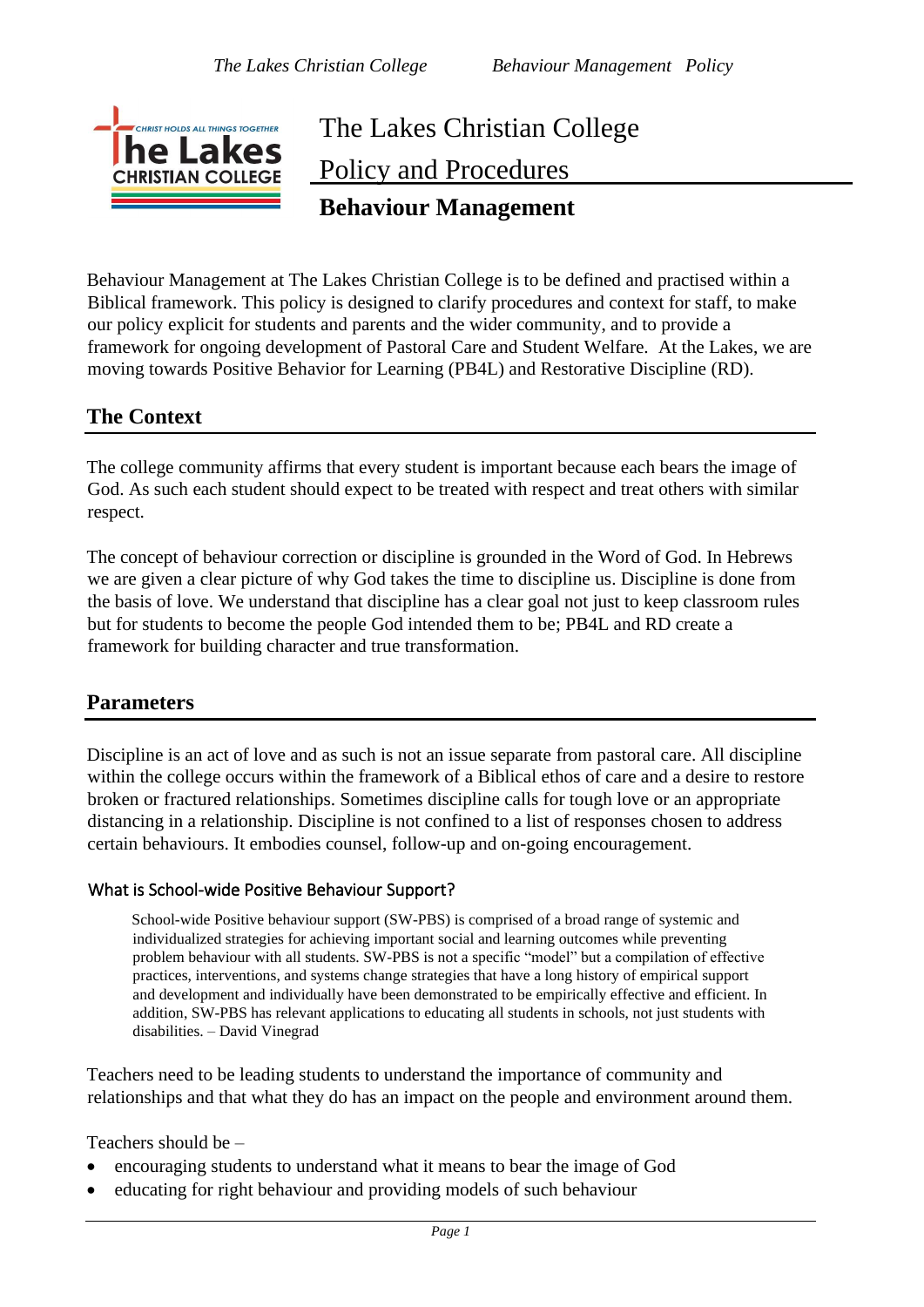# The Lakes Christian College

## Policy and Procedures

## Behaviour Management

Behaviour Management at The Lakes Christian College is to be defined and practised within a Biblical framework. This policy is designed to clarify procedures and context for staff, to make our policy explicit for students and parents and the wider community, and to provide a framework for ongoing development of Pastoral Care and Student Welfare. At the Lakes, we are moving towards Positive Behavior for Learning (PB4L) and Restorative Discipline (RD).

## The Context

The college community affirms that every student is important because each bears the image of God. As such each student should expect to be treated with respect and treat others with similar respect.

The concept of behaviour correction or discipline is grounded in the Word of God. In Hebrews we are given a clear picture of why God takes the time to discipline us. Discipline is done from the basis of love. We understand that discipline has a clear goal not just to keep classroom rules but for students to become the people God intended them to be; PB4L and RD create a framework for building character and true transformation.

## Parameters

Discipline is an act of love and as such is not an issue separate from pastoral care. All discipline within the college occurs within the framework of a Biblical ethos of care and a desire to restore broken or fractured relationships. Sometimes discipline calls for tough love or an appropriate distancing in a relationship. Discipline is not confined to a list of responses chosen to address certain behaviours. It embodies counsel, follow-up and on-going encouragement.

### What is School-wide Positive Behaviour Support?

> School-wide Positive behaviour support (SW-PBS) is comprised of a broad range of systemic and individualized strategies for achieving important social and learning outcomes while preventing problem behaviour with all students. SW-PBS is not a specific "model" but a compilation of effective practices, interventions, and systems change strategies that have a long history of empirical support and development and individually have been demonstrated to be empirically effective and efficient. In addition, SW-PBS has relevant applications to educating all students in schools, not just students with disabilities. – David Vinegrad

Teachers need to be leading students to understand the importance of community and relationships and that what they do has an impact on the people and environment around them.

Teachers should be –

- encouraging students to understand what it means to bear the image of God
- educating for right behaviour and providing models of such behaviour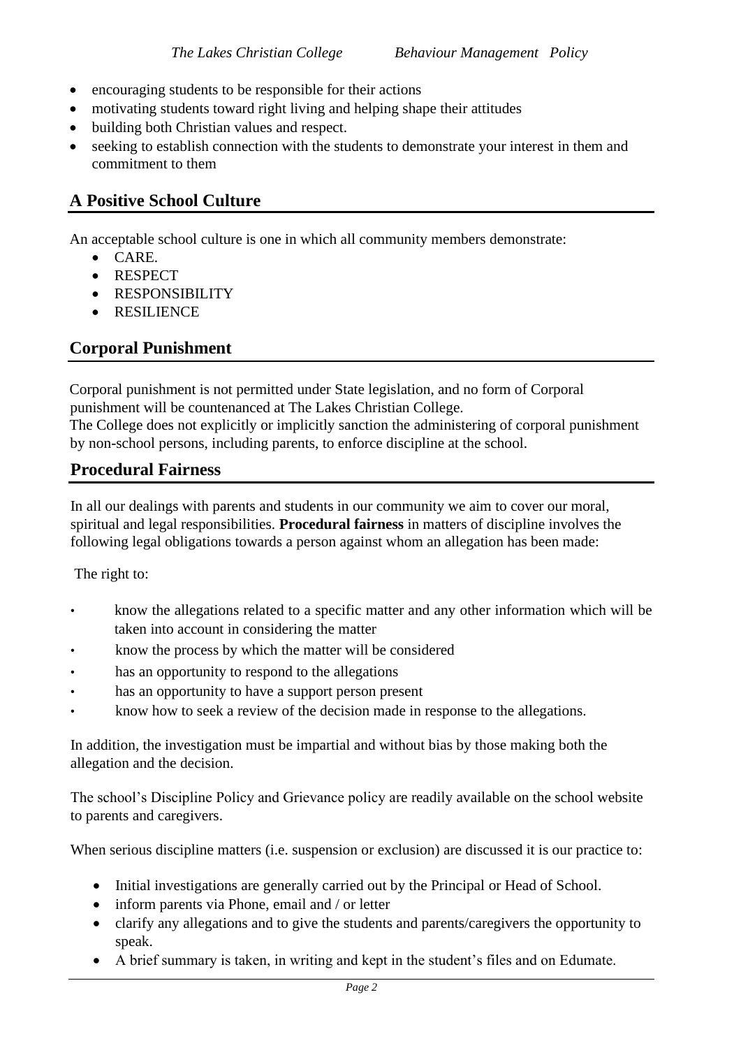- encouraging students to be responsible for their actions
- motivating students toward right living and helping shape their attitudes
- building both Christian values and respect.
- seeking to establish connection with the students to demonstrate your interest in them and commitment to them

## A Positive School Culture

An acceptable school culture is one in which all community members demonstrate:

- CARE.
- RESPECT
- RESPONSIBILITY
- RESILIENCE

## Corporal Punishment

Corporal punishment is not permitted under State legislation, and no form of Corporal punishment will be countenanced at The Lakes Christian College.
The College does not explicitly or implicitly sanction the administering of corporal punishment by non-school persons, including parents, to enforce discipline at the school.

## Procedural Fairness

In all our dealings with parents and students in our community we aim to cover our moral, spiritual and legal responsibilities. **Procedural fairness** in matters of discipline involves the following legal obligations towards a person against whom an allegation has been made:

The right to:

- know the allegations related to a specific matter and any other information which will be taken into account in considering the matter
- know the process by which the matter will be considered
- has an opportunity to respond to the allegations
- has an opportunity to have a support person present
- know how to seek a review of the decision made in response to the allegations.

In addition, the investigation must be impartial and without bias by those making both the allegation and the decision.

The school's Discipline Policy and Grievance policy are readily available on the school website to parents and caregivers.

When serious discipline matters (i.e. suspension or exclusion) are discussed it is our practice to:

- Initial investigations are generally carried out by the Principal or Head of School.
- inform parents via Phone, email and / or letter
- clarify any allegations and to give the students and parents/caregivers the opportunity to speak.
- A brief summary is taken, in writing and kept in the student's files and on Edumate.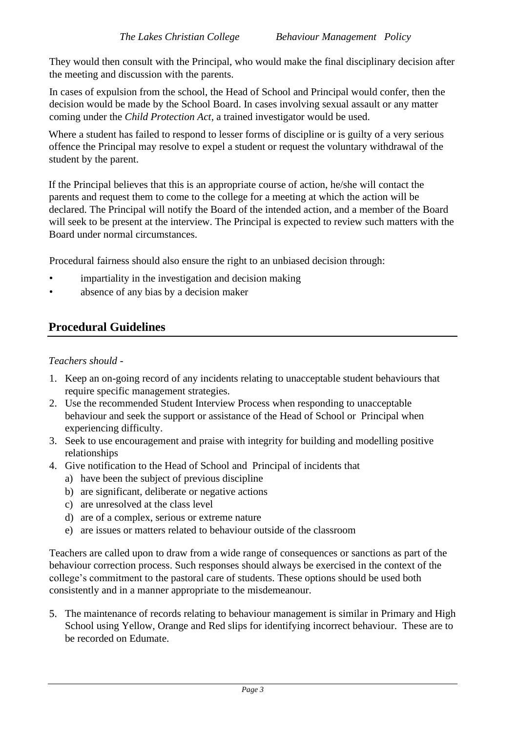They would then consult with the Principal, who would make the final disciplinary decision after the meeting and discussion with the parents.

In cases of expulsion from the school, the Head of School and Principal would confer, then the decision would be made by the School Board. In cases involving sexual assault or any matter coming under the *Child Protection Act*, a trained investigator would be used.

Where a student has failed to respond to lesser forms of discipline or is guilty of a very serious offence the Principal may resolve to expel a student or request the voluntary withdrawal of the student by the parent.

If the Principal believes that this is an appropriate course of action, he/she will contact the parents and request them to come to the college for a meeting at which the action will be declared. The Principal will notify the Board of the intended action, and a member of the Board will seek to be present at the interview. The Principal is expected to review such matters with the Board under normal circumstances.

Procedural fairness should also ensure the right to an unbiased decision through:

- impartiality in the investigation and decision making
- absence of any bias by a decision maker

## Procedural Guidelines

*Teachers should -*

1. Keep an on-going record of any incidents relating to unacceptable student behaviours that require specific management strategies.
2. Use the recommended Student Interview Process when responding to unacceptable behaviour and seek the support or assistance of the Head of School or Principal when experiencing difficulty.
3. Seek to use encouragement and praise with integrity for building and modelling positive relationships
4. Give notification to the Head of School and Principal of incidents that
   a) have been the subject of previous discipline
   b) are significant, deliberate or negative actions
   c) are unresolved at the class level
   d) are of a complex, serious or extreme nature
   e) are issues or matters related to behaviour outside of the classroom

Teachers are called upon to draw from a wide range of consequences or sanctions as part of the behaviour correction process. Such responses should always be exercised in the context of the college's commitment to the pastoral care of students. These options should be used both consistently and in a manner appropriate to the misdemeanour.

5. The maintenance of records relating to behaviour management is similar in Primary and High School using Yellow, Orange and Red slips for identifying incorrect behaviour. These are to be recorded on Edumate.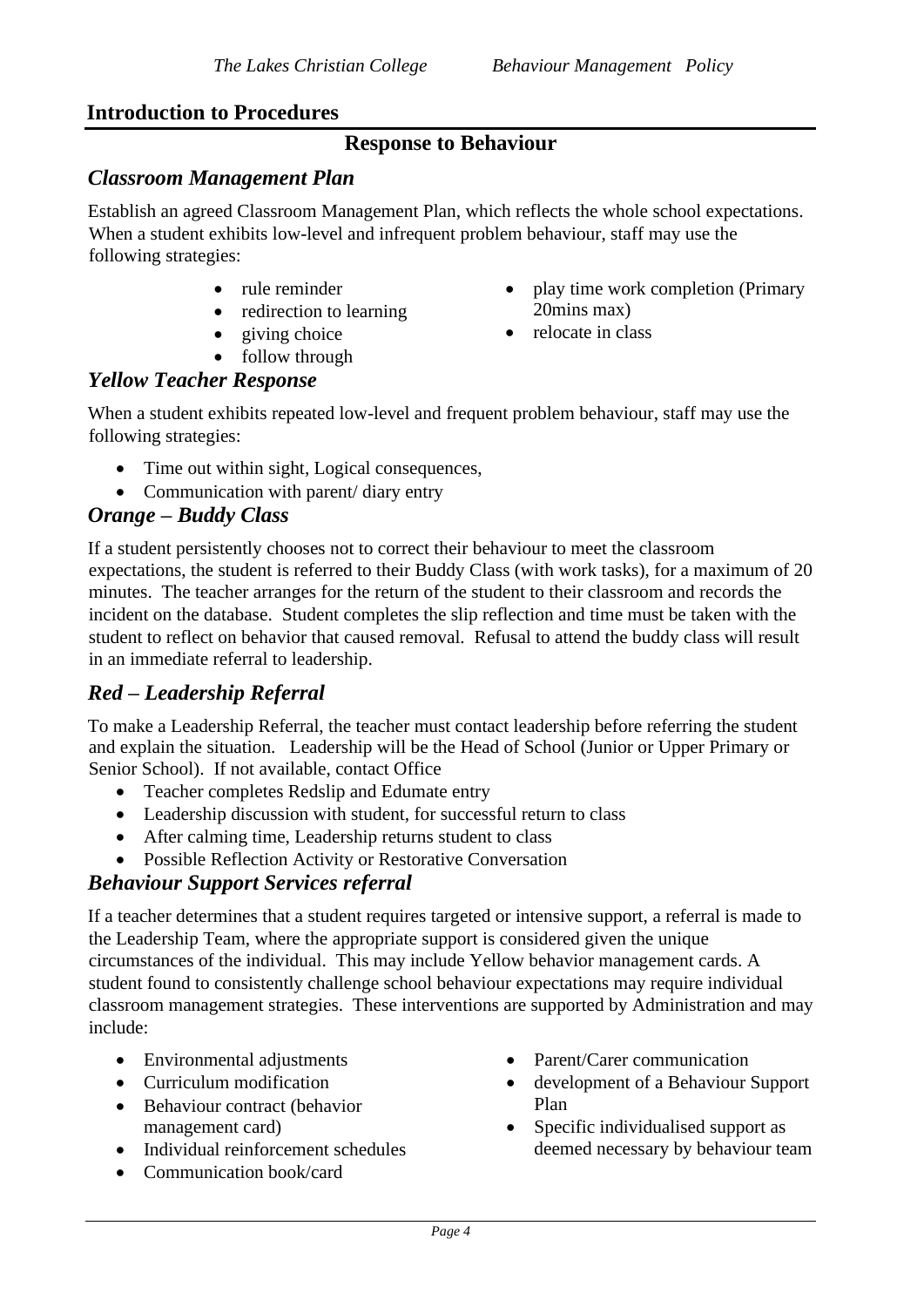## Introduction to Procedures

### Response to Behaviour

### *Classroom Management Plan*

Establish an agreed Classroom Management Plan, which reflects the whole school expectations. When a student exhibits low-level and infrequent problem behaviour, staff may use the following strategies:

- rule reminder
- redirection to learning
- giving choice
- follow through
- play time work completion (Primary 20mins max)
- relocate in class

### *Yellow Teacher Response*

When a student exhibits repeated low-level and frequent problem behaviour, staff may use the following strategies:

- Time out within sight, Logical consequences,
- Communication with parent/ diary entry

### *Orange – Buddy Class*

If a student persistently chooses not to correct their behaviour to meet the classroom expectations, the student is referred to their Buddy Class (with work tasks), for a maximum of 20 minutes. The teacher arranges for the return of the student to their classroom and records the incident on the database. Student completes the slip reflection and time must be taken with the student to reflect on behavior that caused removal. Refusal to attend the buddy class will result in an immediate referral to leadership.

### *Red – Leadership Referral*

To make a Leadership Referral, the teacher must contact leadership before referring the student and explain the situation. Leadership will be the Head of School (Junior or Upper Primary or Senior School). If not available, contact Office

- Teacher completes Redslip and Edumate entry
- Leadership discussion with student, for successful return to class
- After calming time, Leadership returns student to class
- Possible Reflection Activity or Restorative Conversation

### *Behaviour Support Services referral*

If a teacher determines that a student requires targeted or intensive support, a referral is made to the Leadership Team, where the appropriate support is considered given the unique circumstances of the individual. This may include Yellow behavior management cards. A student found to consistently challenge school behaviour expectations may require individual classroom management strategies. These interventions are supported by Administration and may include:

- Environmental adjustments
- Curriculum modification
- Behaviour contract (behavior management card)
- Individual reinforcement schedules
- Communication book/card
- Parent/Carer communication
- development of a Behaviour Support Plan
- Specific individualised support as deemed necessary by behaviour team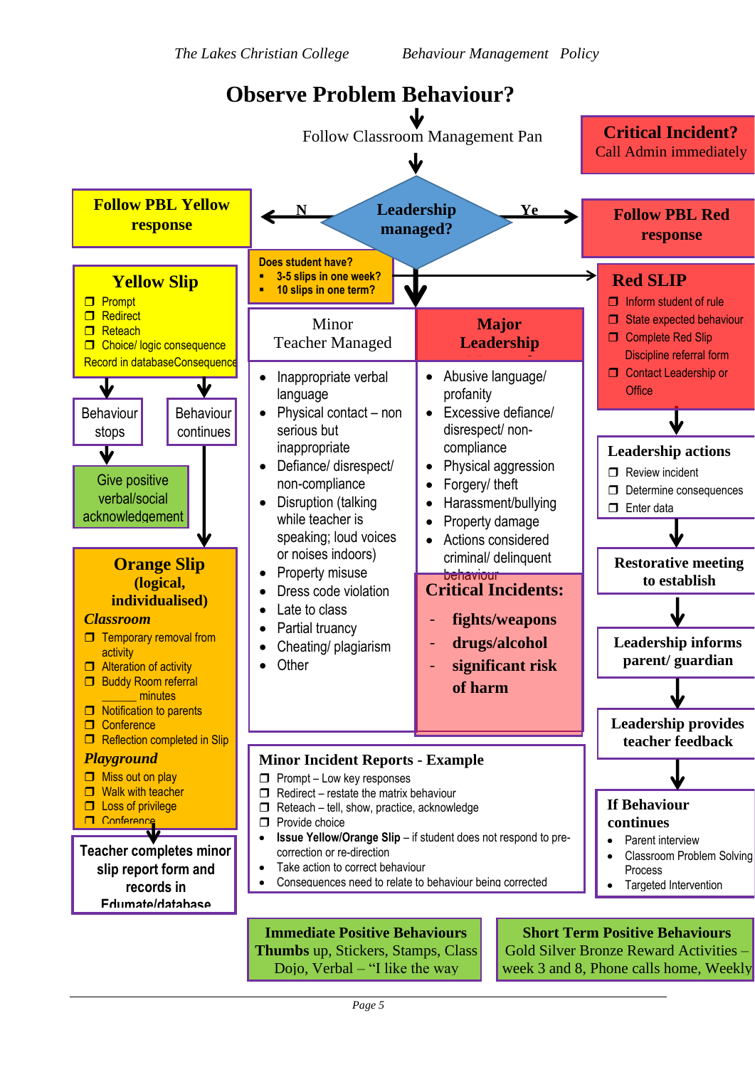# Observe Problem Behaviour?

Follow Classroom Management Pan

**Critical Incident?**
Call Admin immediately

**Leadership managed?**

N → **Follow PBL Yellow response**

Ye → **Follow PBL Red response**

**Does student have?**

- **3-5 slips in one week?**
- **10 slips in one term?**

## Yellow Slip

- ❒ Prompt
- ❒ Redirect
- ❒ Reteach
- ❒ Choice/ logic consequence

Record in databaseConsequence

Behaviour stops → Give positive verbal/social acknowledgement

Behaviour continues ↓

## Orange Slip (logical, individualised)

***Classroom***

- ❒ Temporary removal from activity
- ❒ Alteration of activity
- ❒ Buddy Room referral ______ minutes
- ❒ Notification to parents
- ❒ Conference
- ❒ Reflection completed in Slip

***Playground***

- ❒ Miss out on play
- ❒ Walk with teacher
- ❒ Loss of privilege
- ❒ Conference

Teacher completes minor slip report form and records in Edumate/database

| Minor Teacher Managed | Major Leadership |
|---|---|
| • Inappropriate verbal language<br>• Physical contact – non serious but inappropriate<br>• Defiance/ disrespect/ non-compliance<br>• Disruption (talking while teacher is speaking; loud voices or noises indoors)<br>• Property misuse<br>• Dress code violation<br>• Late to class<br>• Partial truancy<br>• Cheating/ plagiarism<br>• Other | • Abusive language/ profanity<br>• Excessive defiance/ disrespect/ non-compliance<br>• Physical aggression<br>• Forgery/ theft<br>• Harassment/bullying<br>• Property damage<br>• Actions considered criminal/ delinquent behaviour |

**Critical Incidents:**

- **fights/weapons**
- **drugs/alcohol**
- **significant risk of harm**

## Red SLIP

- ❒ Inform student of rule
- ❒ State expected behaviour
- ❒ Complete Red Slip Discipline referral form
- ❒ Contact Leadership or Office

**Leadership actions**

- ❒ Review incident
- ❒ Determine consequences
- ❒ Enter data

**Restorative meeting to establish**

**Leadership informs parent/ guardian**

**Leadership provides teacher feedback**

**If Behaviour continues**

- Parent interview
- Classroom Problem Solving Process
- Targeted Intervention

**Minor Incident Reports - Example**

- ❒ Prompt – Low key responses
- ❒ Redirect – restate the matrix behaviour
- ❒ Reteach – tell, show, practice, acknowledge
- ❒ Provide choice
- **Issue Yellow/Orange Slip** – if student does not respond to pre-correction or re-direction
- Take action to correct behaviour
- Consequences need to relate to behaviour being corrected

**Immediate Positive Behaviours**
**Thumbs** up, Stickers, Stamps, Class Dojo, Verbal – "I like the way

**Short Term Positive Behaviours**
Gold Silver Bronze Reward Activities – week 3 and 8, Phone calls home, Weekly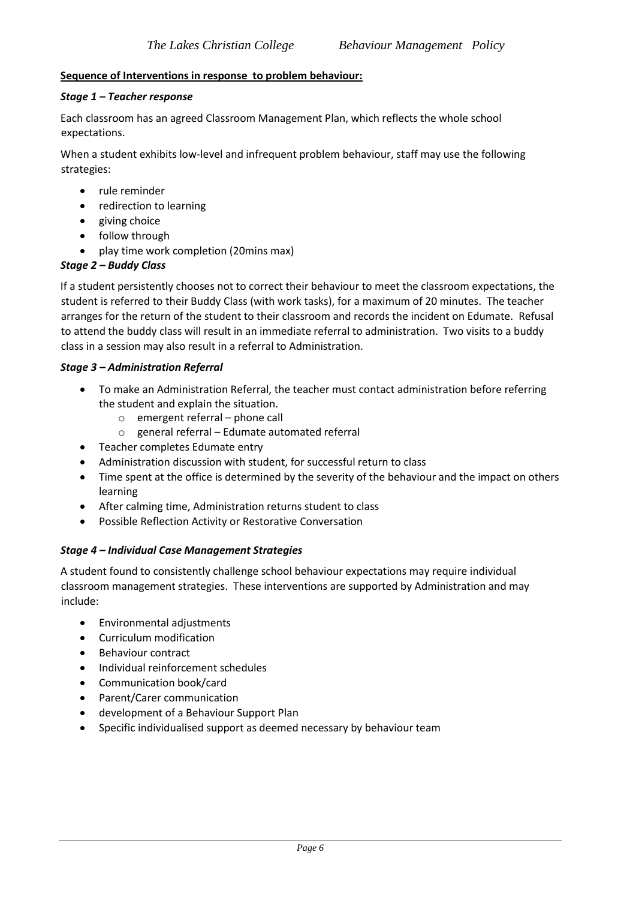**Sequence of Interventions in response to problem behaviour:**

***Stage 1 – Teacher response***

Each classroom has an agreed Classroom Management Plan, which reflects the whole school expectations.

When a student exhibits low-level and infrequent problem behaviour, staff may use the following strategies:

- rule reminder
- redirection to learning
- giving choice
- follow through
- play time work completion (20mins max)

***Stage 2 – Buddy Class***

If a student persistently chooses not to correct their behaviour to meet the classroom expectations, the student is referred to their Buddy Class (with work tasks), for a maximum of 20 minutes. The teacher arranges for the return of the student to their classroom and records the incident on Edumate. Refusal to attend the buddy class will result in an immediate referral to administration. Two visits to a buddy class in a session may also result in a referral to Administration.

***Stage 3 – Administration Referral***

- To make an Administration Referral, the teacher must contact administration before referring the student and explain the situation.
  - emergent referral – phone call
  - general referral – Edumate automated referral
- Teacher completes Edumate entry
- Administration discussion with student, for successful return to class
- Time spent at the office is determined by the severity of the behaviour and the impact on others learning
- After calming time, Administration returns student to class
- Possible Reflection Activity or Restorative Conversation

***Stage 4 – Individual Case Management Strategies***

A student found to consistently challenge school behaviour expectations may require individual classroom management strategies. These interventions are supported by Administration and may include:

- Environmental adjustments
- Curriculum modification
- Behaviour contract
- Individual reinforcement schedules
- Communication book/card
- Parent/Carer communication
- development of a Behaviour Support Plan
- Specific individualised support as deemed necessary by behaviour team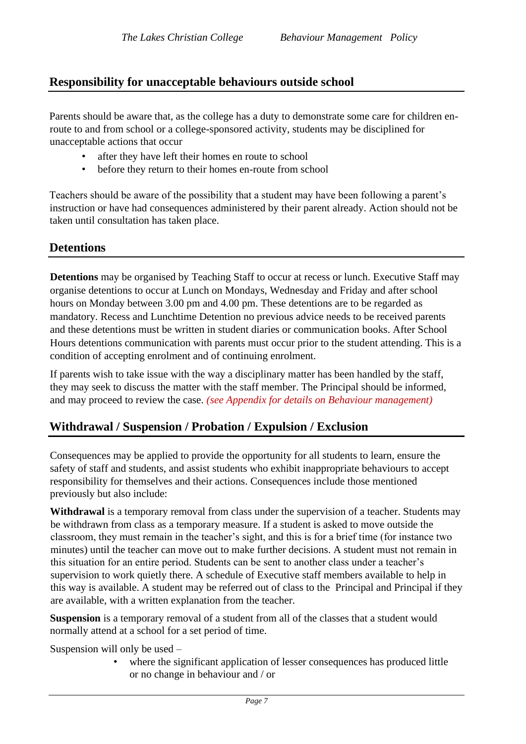## Responsibility for unacceptable behaviours outside school

Parents should be aware that, as the college has a duty to demonstrate some care for children en-route to and from school or a college-sponsored activity, students may be disciplined for unacceptable actions that occur

- after they have left their homes en route to school
- before they return to their homes en-route from school

Teachers should be aware of the possibility that a student may have been following a parent's instruction or have had consequences administered by their parent already. Action should not be taken until consultation has taken place.

## Detentions

**Detentions** may be organised by Teaching Staff to occur at recess or lunch. Executive Staff may organise detentions to occur at Lunch on Mondays, Wednesday and Friday and after school hours on Monday between 3.00 pm and 4.00 pm. These detentions are to be regarded as mandatory. Recess and Lunchtime Detention no previous advice needs to be received parents and these detentions must be written in student diaries or communication books. After School Hours detentions communication with parents must occur prior to the student attending. This is a condition of accepting enrolment and of continuing enrolment.

If parents wish to take issue with the way a disciplinary matter has been handled by the staff, they may seek to discuss the matter with the staff member. The Principal should be informed, and may proceed to review the case. *(see Appendix for details on Behaviour management)*

## Withdrawal / Suspension / Probation / Expulsion / Exclusion

Consequences may be applied to provide the opportunity for all students to learn, ensure the safety of staff and students, and assist students who exhibit inappropriate behaviours to accept responsibility for themselves and their actions. Consequences include those mentioned previously but also include:

**Withdrawal** is a temporary removal from class under the supervision of a teacher. Students may be withdrawn from class as a temporary measure. If a student is asked to move outside the classroom, they must remain in the teacher's sight, and this is for a brief time (for instance two minutes) until the teacher can move out to make further decisions. A student must not remain in this situation for an entire period. Students can be sent to another class under a teacher's supervision to work quietly there. A schedule of Executive staff members available to help in this way is available. A student may be referred out of class to the Principal and Principal if they are available, with a written explanation from the teacher.

**Suspension** is a temporary removal of a student from all of the classes that a student would normally attend at a school for a set period of time.

Suspension will only be used –

- where the significant application of lesser consequences has produced little or no change in behaviour and / or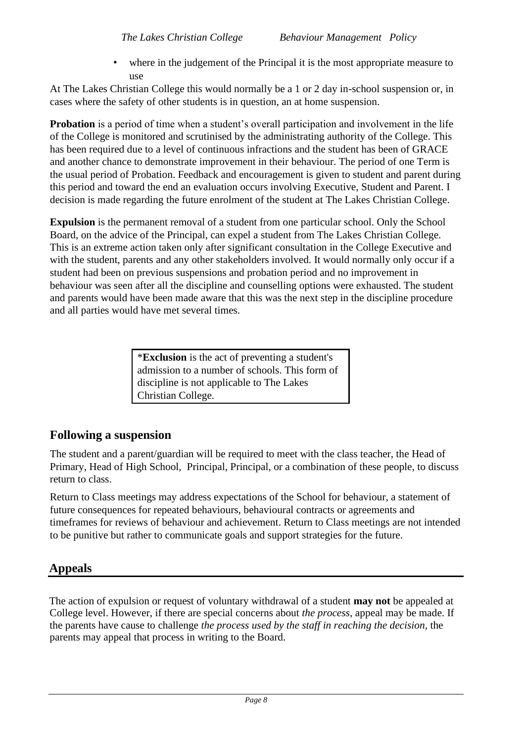- where in the judgement of the Principal it is the most appropriate measure to use

At The Lakes Christian College this would normally be a 1 or 2 day in-school suspension or, in cases where the safety of other students is in question, an at home suspension.

**Probation** is a period of time when a student's overall participation and involvement in the life of the College is monitored and scrutinised by the administrating authority of the College. This has been required due to a level of continuous infractions and the student has been of GRACE and another chance to demonstrate improvement in their behaviour. The period of one Term is the usual period of Probation. Feedback and encouragement is given to student and parent during this period and toward the end an evaluation occurs involving Executive, Student and Parent. I decision is made regarding the future enrolment of the student at The Lakes Christian College.

**Expulsion** is the permanent removal of a student from one particular school. Only the School Board, on the advice of the Principal, can expel a student from The Lakes Christian College. This is an extreme action taken only after significant consultation in the College Executive and with the student, parents and any other stakeholders involved. It would normally only occur if a student had been on previous suspensions and probation period and no improvement in behaviour was seen after all the discipline and counselling options were exhausted. The student and parents would have been made aware that this was the next step in the discipline procedure and all parties would have met several times.

*__Exclusion__ is the act of preventing a student's admission to a number of schools. This form of discipline is not applicable to The Lakes Christian College.

## Following a suspension

The student and a parent/guardian will be required to meet with the class teacher, the Head of Primary, Head of High School, Principal, Principal, or a combination of these people, to discuss return to class.

Return to Class meetings may address expectations of the School for behaviour, a statement of future consequences for repeated behaviours, behavioural contracts or agreements and timeframes for reviews of behaviour and achievement. Return to Class meetings are not intended to be punitive but rather to communicate goals and support strategies for the future.

## Appeals

The action of expulsion or request of voluntary withdrawal of a student **may not** be appealed at College level. However, if there are special concerns about *the process*, appeal may be made. If the parents have cause to challenge *the process used by the staff in reaching the decision*, the parents may appeal that process in writing to the Board.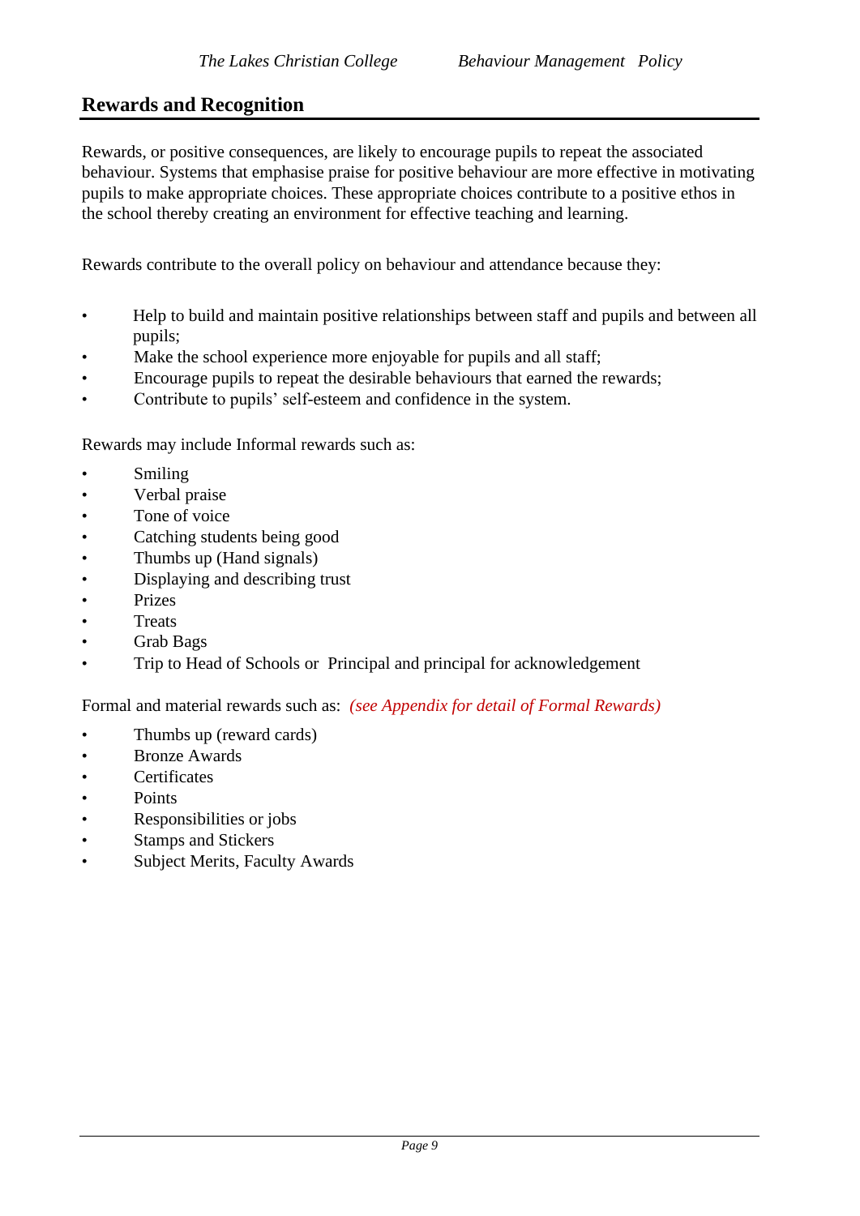## Rewards and Recognition

Rewards, or positive consequences, are likely to encourage pupils to repeat the associated behaviour. Systems that emphasise praise for positive behaviour are more effective in motivating pupils to make appropriate choices. These appropriate choices contribute to a positive ethos in the school thereby creating an environment for effective teaching and learning.

Rewards contribute to the overall policy on behaviour and attendance because they:

- Help to build and maintain positive relationships between staff and pupils and between all pupils;
- Make the school experience more enjoyable for pupils and all staff;
- Encourage pupils to repeat the desirable behaviours that earned the rewards;
- Contribute to pupils' self-esteem and confidence in the system.

Rewards may include Informal rewards such as:

- Smiling
- Verbal praise
- Tone of voice
- Catching students being good
- Thumbs up (Hand signals)
- Displaying and describing trust
- Prizes
- Treats
- Grab Bags
- Trip to Head of Schools or Principal and principal for acknowledgement

Formal and material rewards such as: *(see Appendix for detail of Formal Rewards)*

- Thumbs up (reward cards)
- Bronze Awards
- Certificates
- Points
- Responsibilities or jobs
- Stamps and Stickers
- Subject Merits, Faculty Awards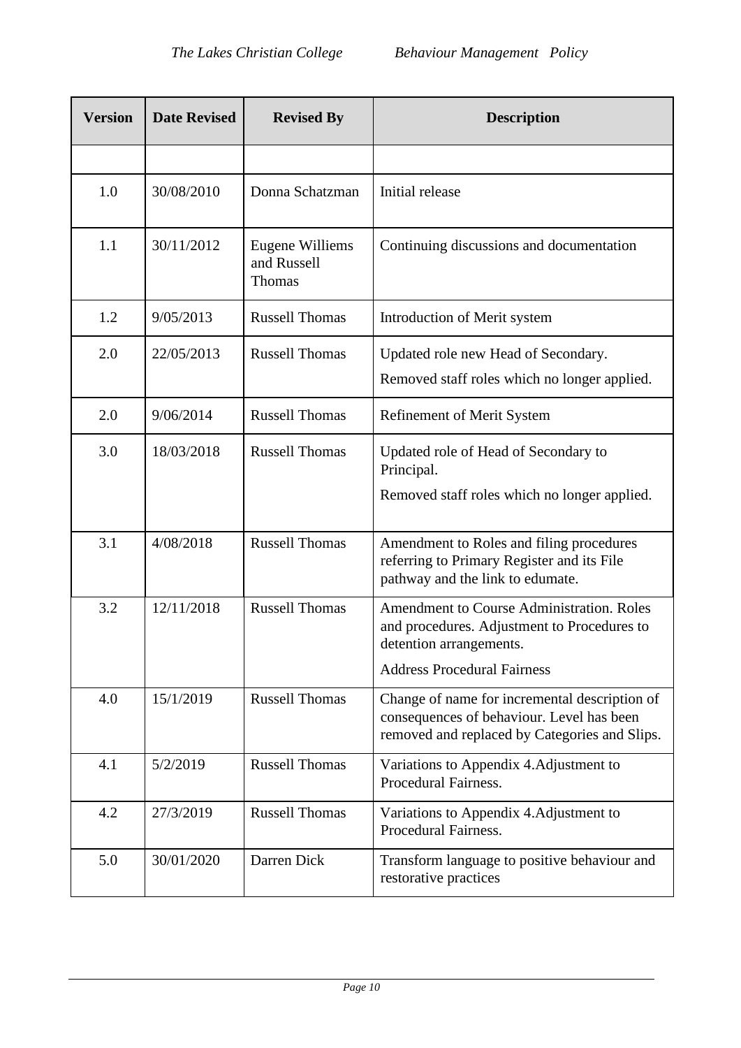| Version | Date Revised | Revised By | Description |
|---|---|---|---|
| | | | |
| 1.0 | 30/08/2010 | Donna Schatzman | Initial release |
| 1.1 | 30/11/2012 | Eugene Williems and Russell Thomas | Continuing discussions and documentation |
| 1.2 | 9/05/2013 | Russell Thomas | Introduction of Merit system |
| 2.0 | 22/05/2013 | Russell Thomas | Updated role new Head of Secondary. Removed staff roles which no longer applied. |
| 2.0 | 9/06/2014 | Russell Thomas | Refinement of Merit System |
| 3.0 | 18/03/2018 | Russell Thomas | Updated role of Head of Secondary to Principal. Removed staff roles which no longer applied. |
| 3.1 | 4/08/2018 | Russell Thomas | Amendment to Roles and filing procedures referring to Primary Register and its File pathway and the link to edumate. |
| 3.2 | 12/11/2018 | Russell Thomas | Amendment to Course Administration. Roles and procedures. Adjustment to Procedures to detention arrangements. Address Procedural Fairness |
| 4.0 | 15/1/2019 | Russell Thomas | Change of name for incremental description of consequences of behaviour. Level has been removed and replaced by Categories and Slips. |
| 4.1 | 5/2/2019 | Russell Thomas | Variations to Appendix 4.Adjustment to Procedural Fairness. |
| 4.2 | 27/3/2019 | Russell Thomas | Variations to Appendix 4.Adjustment to Procedural Fairness. |
| 5.0 | 30/01/2020 | Darren Dick | Transform language to positive behaviour and restorative practices |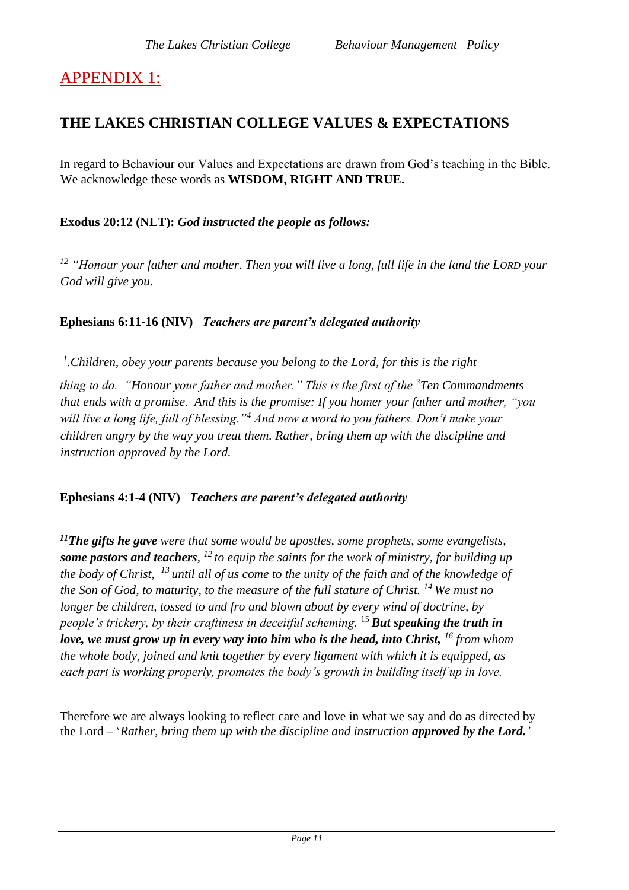## APPENDIX 1:

## THE LAKES CHRISTIAN COLLEGE VALUES & EXPECTATIONS

In regard to Behaviour our Values and Expectations are drawn from God's teaching in the Bible. We acknowledge these words as **WISDOM, RIGHT AND TRUE.**

**Exodus 20:12 (NLT):** ***God instructed the people as follows:***

*[12] "Honour your father and mother. Then you will live a long, full life in the land the LORD your God will give you.*

**Ephesians 6:11-16 (NIV)** ***Teachers are parent's delegated authority***

*[1].Children, obey your parents because you belong to the Lord, for this is the right thing to do. "Honour your father and mother." This is the first of the [3]Ten Commandments that ends with a promise. And this is the promise: If you homer your father and mother, "you will live a long life, full of blessing."[4] And now a word to you fathers. Don't make your children angry by the way you treat them. Rather, bring them up with the discipline and instruction approved by the Lord.*

**Ephesians 4:1-4 (NIV)** ***Teachers are parent's delegated authority***

***[11]The gifts he gave*** *were that some would be apostles, some prophets, some evangelists,* ***some pastors and teachers****, [12] to equip the saints for the work of ministry, for building up the body of Christ, [13] until all of us come to the unity of the faith and of the knowledge of the Son of God, to maturity, to the measure of the full stature of Christ. [14] We must no longer be children, tossed to and fro and blown about by every wind of doctrine, by people's trickery, by their craftiness in deceitful scheming.* [15] ***But speaking the truth in love, we must grow up in every way into him who is the head, into Christ,*** *[16] from whom the whole body, joined and knit together by every ligament with which it is equipped, as each part is working properly, promotes the body's growth in building itself up in love.*

Therefore we are always looking to reflect care and love in what we say and do as directed by the Lord – '*Rather, bring them up with the discipline and instruction* ***approved by the Lord.'***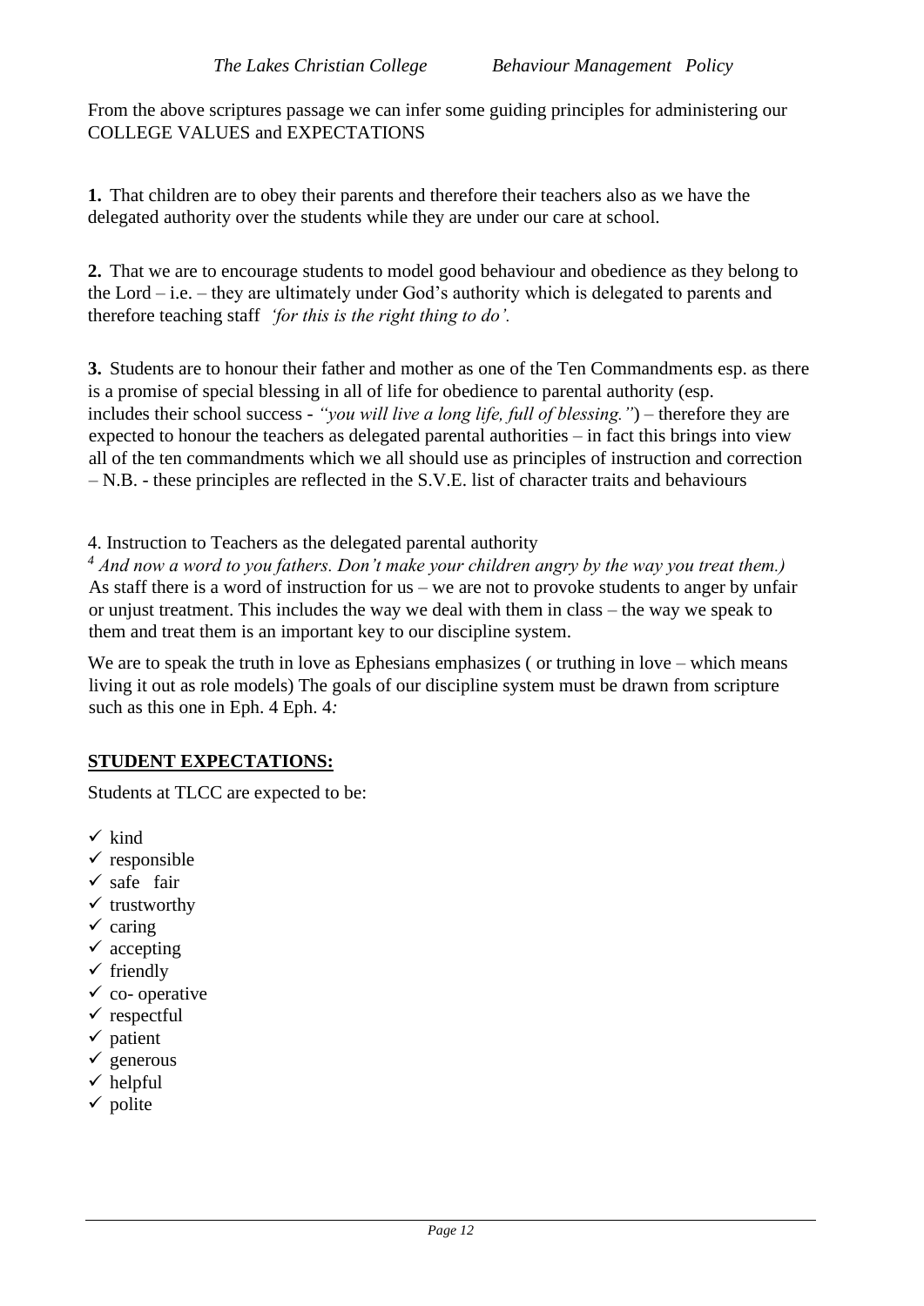From the above scriptures passage we can infer some guiding principles for administering our COLLEGE VALUES and EXPECTATIONS

**1.** That children are to obey their parents and therefore their teachers also as we have the delegated authority over the students while they are under our care at school.

**2.** That we are to encourage students to model good behaviour and obedience as they belong to the Lord – i.e. – they are ultimately under God's authority which is delegated to parents and therefore teaching staff *'for this is the right thing to do'.*

**3.** Students are to honour their father and mother as one of the Ten Commandments esp. as there is a promise of special blessing in all of life for obedience to parental authority (esp. includes their school success - *"you will live a long life, full of blessing."*) – therefore they are expected to honour the teachers as delegated parental authorities – in fact this brings into view all of the ten commandments which we all should use as principles of instruction and correction – N.B. - these principles are reflected in the S.V.E. list of character traits and behaviours

4. Instruction to Teachers as the delegated parental authority

*[4] And now a word to you fathers. Don't make your children angry by the way you treat them.)*
As staff there is a word of instruction for us – we are not to provoke students to anger by unfair or unjust treatment. This includes the way we deal with them in class – the way we speak to them and treat them is an important key to our discipline system.

We are to speak the truth in love as Ephesians emphasizes ( or truthing in love – which means living it out as role models) The goals of our discipline system must be drawn from scripture such as this one in Eph. 4 Eph. 4*:*

## STUDENT EXPECTATIONS:

Students at TLCC are expected to be:

- ✓ kind
- ✓ responsible
- ✓ safe fair
- ✓ trustworthy
- ✓ caring
- ✓ accepting
- ✓ friendly
- ✓ co- operative
- ✓ respectful
- ✓ patient
- ✓ generous
- ✓ helpful
- ✓ polite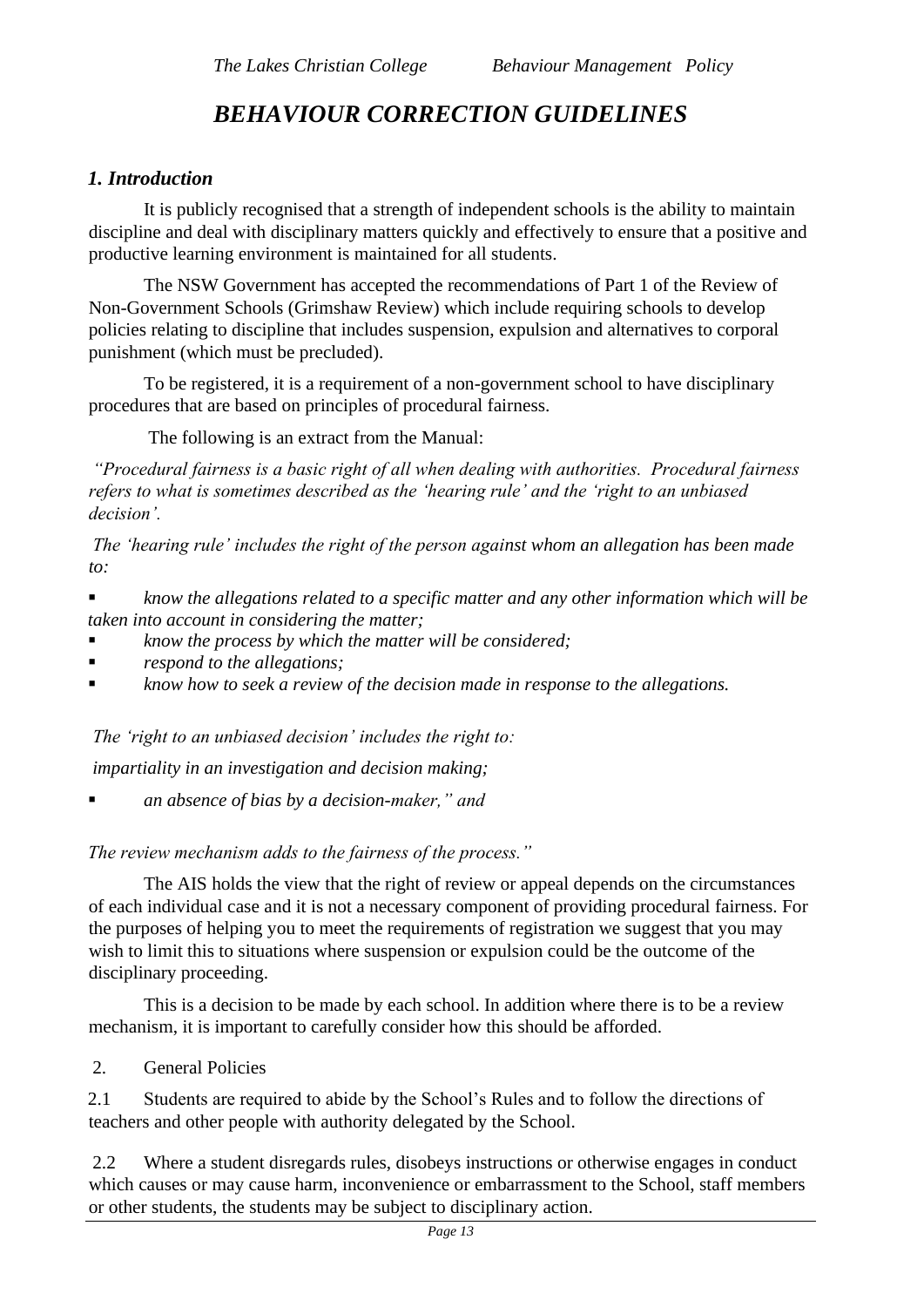# *BEHAVIOUR CORRECTION GUIDELINES*

## *1. Introduction*

It is publicly recognised that a strength of independent schools is the ability to maintain discipline and deal with disciplinary matters quickly and effectively to ensure that a positive and productive learning environment is maintained for all students.

The NSW Government has accepted the recommendations of Part 1 of the Review of Non-Government Schools (Grimshaw Review) which include requiring schools to develop policies relating to discipline that includes suspension, expulsion and alternatives to corporal punishment (which must be precluded).

To be registered, it is a requirement of a non-government school to have disciplinary procedures that are based on principles of procedural fairness.

The following is an extract from the Manual:

*"Procedural fairness is a basic right of all when dealing with authorities. Procedural fairness refers to what is sometimes described as the 'hearing rule' and the 'right to an unbiased decision'.*

*The 'hearing rule' includes the right of the person against whom an allegation has been made to:*

- *know the allegations related to a specific matter and any other information which will be taken into account in considering the matter;*
- *know the process by which the matter will be considered;*
- *respond to the allegations;*
- *know how to seek a review of the decision made in response to the allegations.*

*The 'right to an unbiased decision' includes the right to:*

*impartiality in an investigation and decision making;*

- *an absence of bias by a decision-maker," and*

*The review mechanism adds to the fairness of the process."*

The AIS holds the view that the right of review or appeal depends on the circumstances of each individual case and it is not a necessary component of providing procedural fairness. For the purposes of helping you to meet the requirements of registration we suggest that you may wish to limit this to situations where suspension or expulsion could be the outcome of the disciplinary proceeding.

This is a decision to be made by each school. In addition where there is to be a review mechanism, it is important to carefully consider how this should be afforded.

2. General Policies

2.1 Students are required to abide by the School's Rules and to follow the directions of teachers and other people with authority delegated by the School.

2.2 Where a student disregards rules, disobeys instructions or otherwise engages in conduct which causes or may cause harm, inconvenience or embarrassment to the School, staff members or other students, the students may be subject to disciplinary action.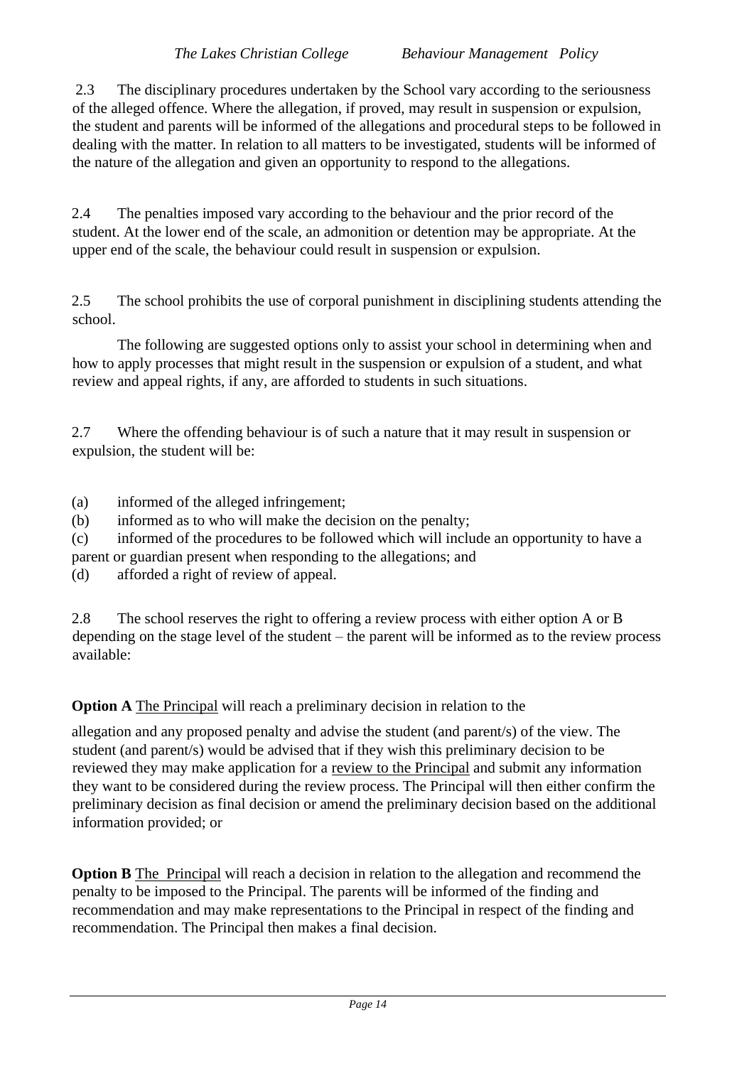2.3 The disciplinary procedures undertaken by the School vary according to the seriousness of the alleged offence. Where the allegation, if proved, may result in suspension or expulsion, the student and parents will be informed of the allegations and procedural steps to be followed in dealing with the matter. In relation to all matters to be investigated, students will be informed of the nature of the allegation and given an opportunity to respond to the allegations.

2.4 The penalties imposed vary according to the behaviour and the prior record of the student. At the lower end of the scale, an admonition or detention may be appropriate. At the upper end of the scale, the behaviour could result in suspension or expulsion.

2.5 The school prohibits the use of corporal punishment in disciplining students attending the school.

The following are suggested options only to assist your school in determining when and how to apply processes that might result in the suspension or expulsion of a student, and what review and appeal rights, if any, are afforded to students in such situations.

2.7 Where the offending behaviour is of such a nature that it may result in suspension or expulsion, the student will be:

(a) informed of the alleged infringement;
(b) informed as to who will make the decision on the penalty;
(c) informed of the procedures to be followed which will include an opportunity to have a parent or guardian present when responding to the allegations; and
(d) afforded a right of review of appeal.

2.8 The school reserves the right to offering a review process with either option A or B depending on the stage level of the student – the parent will be informed as to the review process available:

**Option A** The Principal will reach a preliminary decision in relation to the allegation and any proposed penalty and advise the student (and parent/s) of the view. The student (and parent/s) would be advised that if they wish this preliminary decision to be reviewed they may make application for a review to the Principal and submit any information they want to be considered during the review process. The Principal will then either confirm the preliminary decision as final decision or amend the preliminary decision based on the additional information provided; or

**Option B** The Principal will reach a decision in relation to the allegation and recommend the penalty to be imposed to the Principal. The parents will be informed of the finding and recommendation and may make representations to the Principal in respect of the finding and recommendation. The Principal then makes a final decision.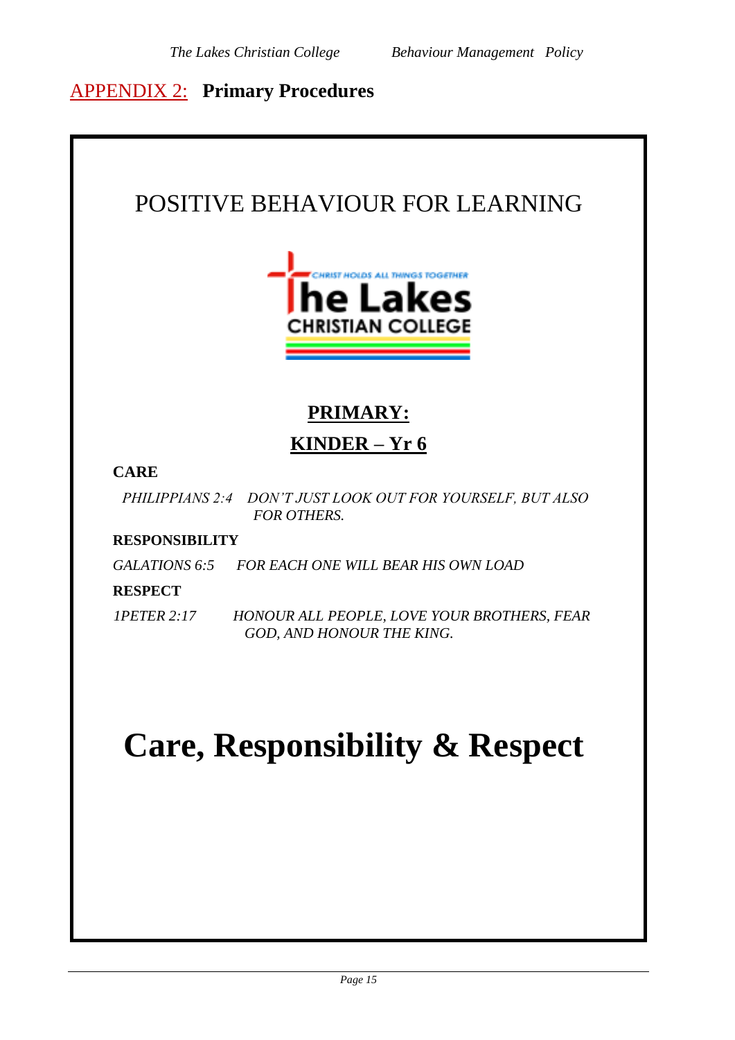## APPENDIX 2: **Primary Procedures**

# POSITIVE BEHAVIOUR FOR LEARNING

CHRIST HOLDS ALL THINGS TOGETHER

The Lakes

CHRISTIAN COLLEGE

## PRIMARY:

## KINDER – Yr 6

**CARE**

*PHILIPPIANS 2:4 DON'T JUST LOOK OUT FOR YOURSELF, BUT ALSO FOR OTHERS.*

**RESPONSIBILITY**

*GALATIONS 6:5 FOR EACH ONE WILL BEAR HIS OWN LOAD*

**RESPECT**

*1PETER 2:17 HONOUR ALL PEOPLE, LOVE YOUR BROTHERS, FEAR GOD, AND HONOUR THE KING.*

# Care, Responsibility & Respect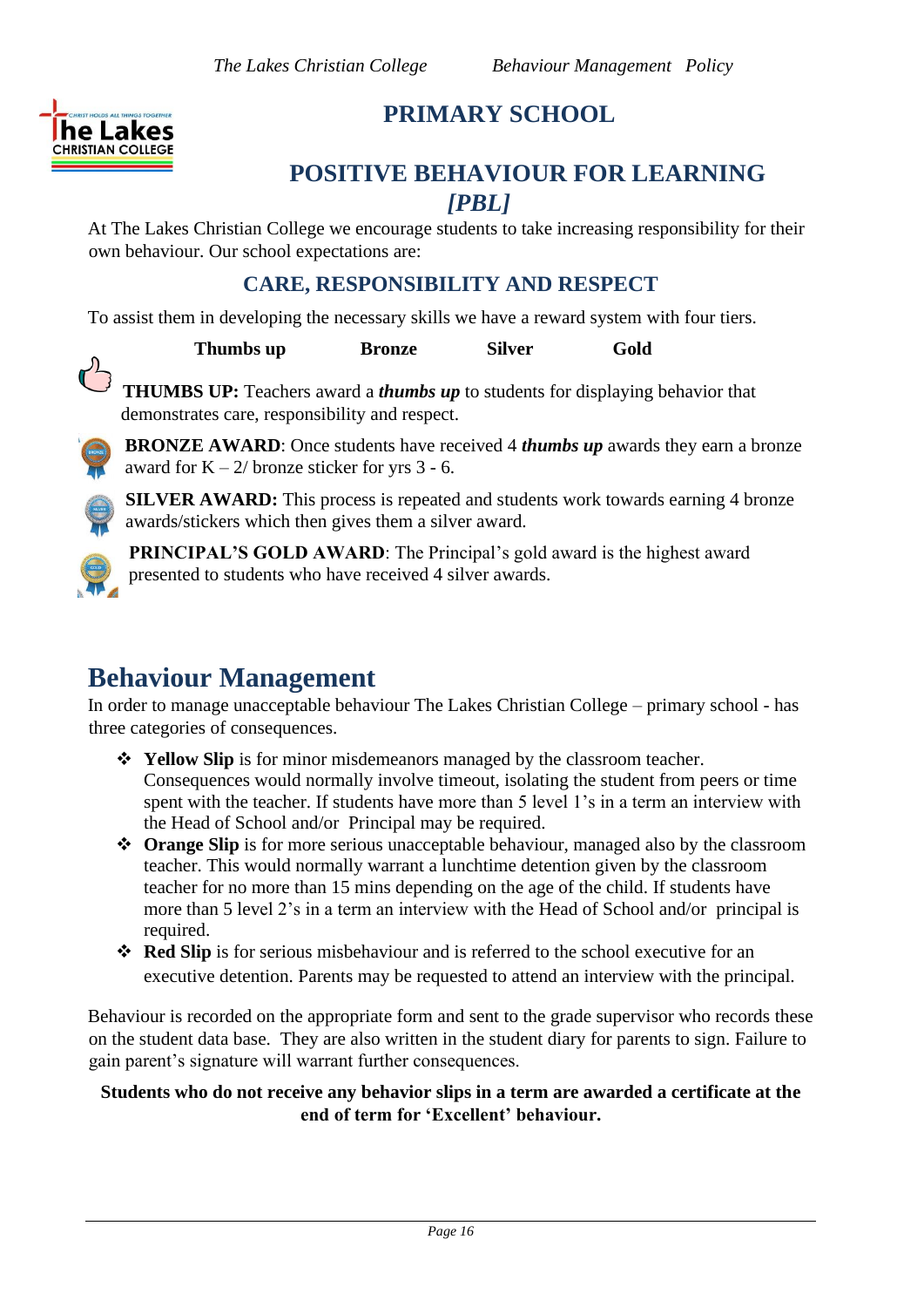# PRIMARY SCHOOL

## POSITIVE BEHAVIOUR FOR LEARNING *[PBL]*

At The Lakes Christian College we encourage students to take increasing responsibility for their own behaviour. Our school expectations are:

### CARE, RESPONSIBILITY AND RESPECT

To assist them in developing the necessary skills we have a reward system with four tiers.

**Thumbs up** **Bronze** **Silver** **Gold**

**THUMBS UP:** Teachers award a ***thumbs up*** to students for displaying behavior that demonstrates care, responsibility and respect.

**BRONZE AWARD**: Once students have received 4 ***thumbs up*** awards they earn a bronze award for K – 2/ bronze sticker for yrs 3 - 6.

**SILVER AWARD:** This process is repeated and students work towards earning 4 bronze awards/stickers which then gives them a silver award.

**PRINCIPAL'S GOLD AWARD**: The Principal's gold award is the highest award presented to students who have received 4 silver awards.

## Behaviour Management

In order to manage unacceptable behaviour The Lakes Christian College – primary school - has three categories of consequences.

- **Yellow Slip** is for minor misdemeanors managed by the classroom teacher. Consequences would normally involve timeout, isolating the student from peers or time spent with the teacher. If students have more than 5 level 1's in a term an interview with the Head of School and/or Principal may be required.
- **Orange Slip** is for more serious unacceptable behaviour, managed also by the classroom teacher. This would normally warrant a lunchtime detention given by the classroom teacher for no more than 15 mins depending on the age of the child. If students have more than 5 level 2's in a term an interview with the Head of School and/or principal is required.
- **Red Slip** is for serious misbehaviour and is referred to the school executive for an executive detention. Parents may be requested to attend an interview with the principal.

Behaviour is recorded on the appropriate form and sent to the grade supervisor who records these on the student data base. They are also written in the student diary for parents to sign. Failure to gain parent's signature will warrant further consequences.

**Students who do not receive any behavior slips in a term are awarded a certificate at the end of term for 'Excellent' behaviour.**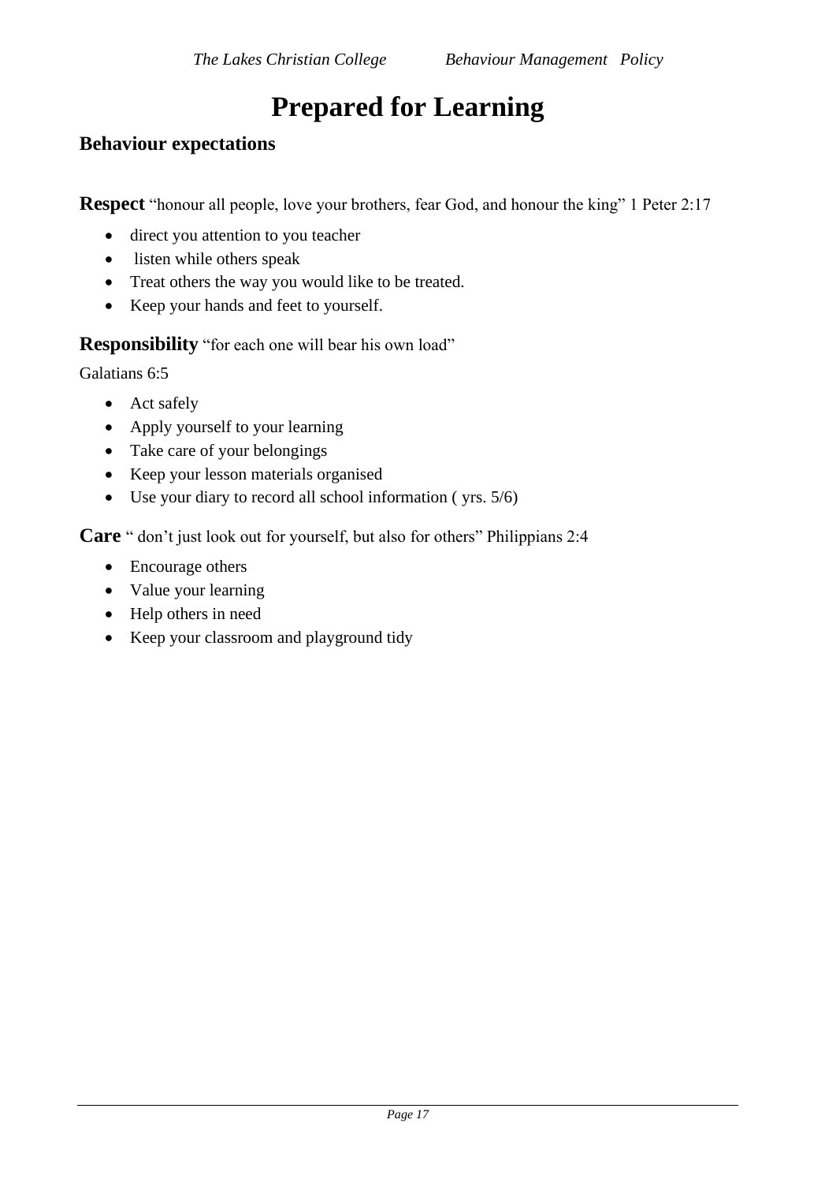# Prepared for Learning

## Behaviour expectations

**Respect** "honour all people, love your brothers, fear God, and honour the king" 1 Peter 2:17

- direct you attention to you teacher
- listen while others speak
- Treat others the way you would like to be treated.
- Keep your hands and feet to yourself.

**Responsibility** "for each one will bear his own load"

Galatians 6:5

- Act safely
- Apply yourself to your learning
- Take care of your belongings
- Keep your lesson materials organised
- Use your diary to record all school information ( yrs. 5/6)

**Care** " don't just look out for yourself, but also for others" Philippians 2:4

- Encourage others
- Value your learning
- Help others in need
- Keep your classroom and playground tidy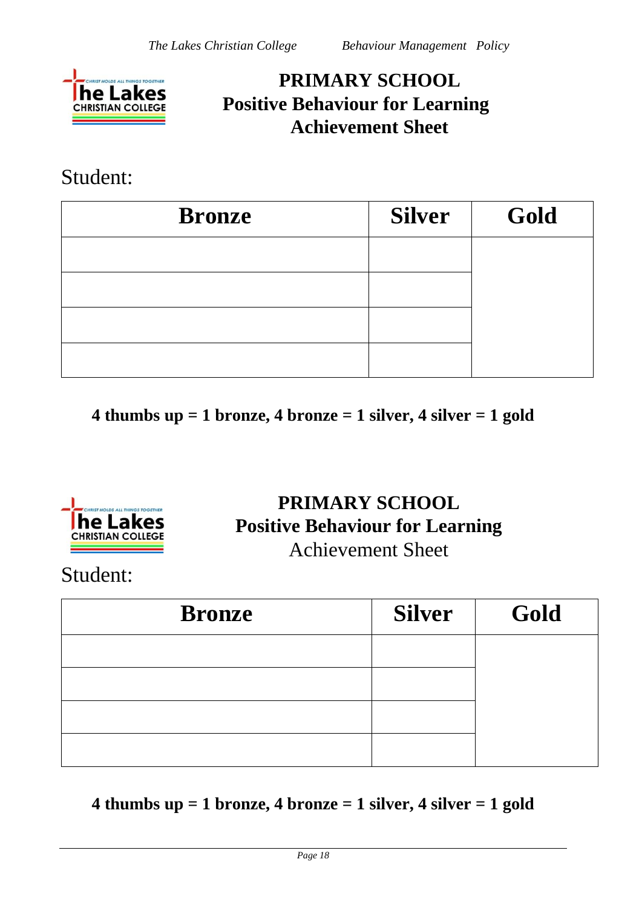# PRIMARY SCHOOL
## Positive Behaviour for Learning
## Achievement Sheet

Student:

| Bronze | Silver | Gold |
|---|---|---|
| | | |
| | | |
| | | |
| | | |

**4 thumbs up = 1 bronze, 4 bronze = 1 silver, 4 silver = 1 gold**

# PRIMARY SCHOOL
## Positive Behaviour for Learning
Achievement Sheet

Student:

| Bronze | Silver | Gold |
|---|---|---|
| | | |
| | | |
| | | |
| | | |

**4 thumbs up = 1 bronze, 4 bronze = 1 silver, 4 silver = 1 gold**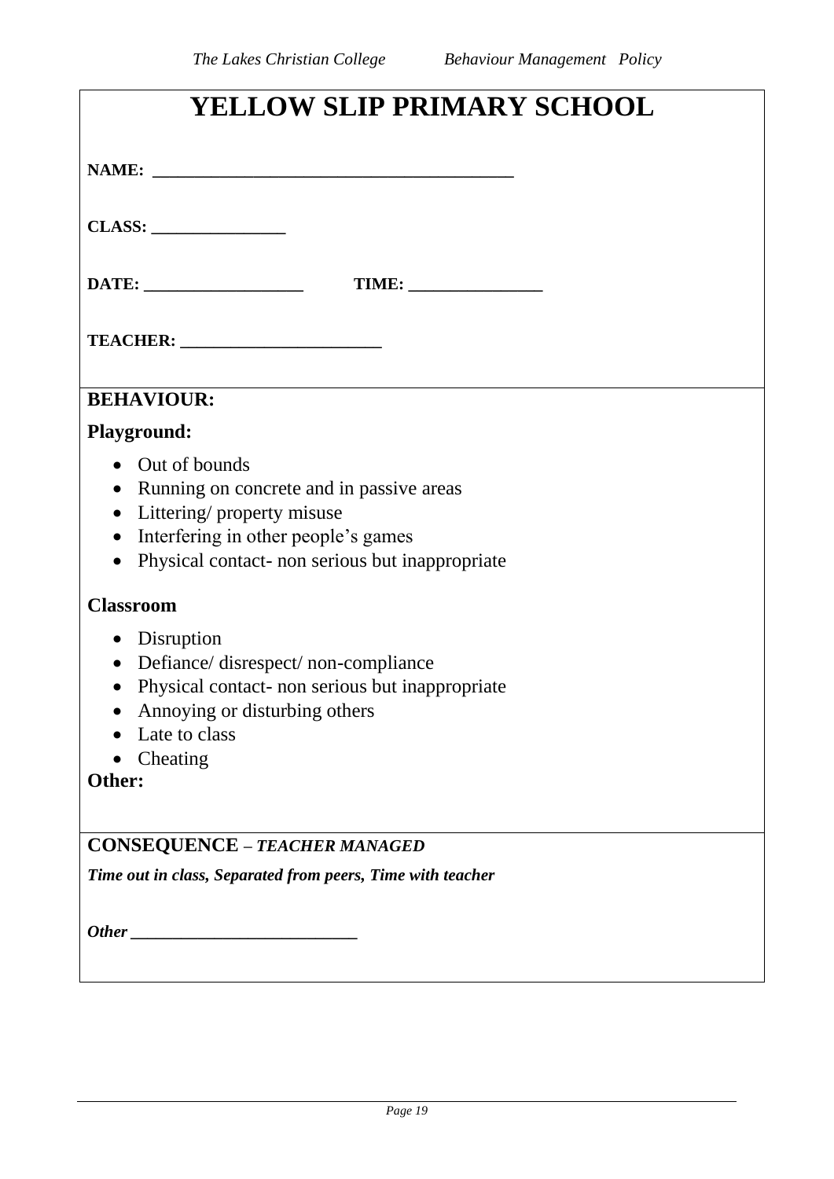# YELLOW SLIP PRIMARY SCHOOL

**NAME:** ________________________________________

**CLASS:** _______________

**DATE:** __________________ **TIME:** _______________

**TEACHER:** ______________________

## BEHAVIOUR:

### Playground:

- Out of bounds
- Running on concrete and in passive areas
- Littering/ property misuse
- Interfering in other people's games
- Physical contact- non serious but inappropriate

### Classroom

- Disruption
- Defiance/ disrespect/ non-compliance
- Physical contact- non serious but inappropriate
- Annoying or disturbing others
- Late to class
- Cheating

**Other:**

## CONSEQUENCE – *TEACHER MANAGED*

***Time out in class, Separated from peers, Time with teacher***

***Other*** _________________________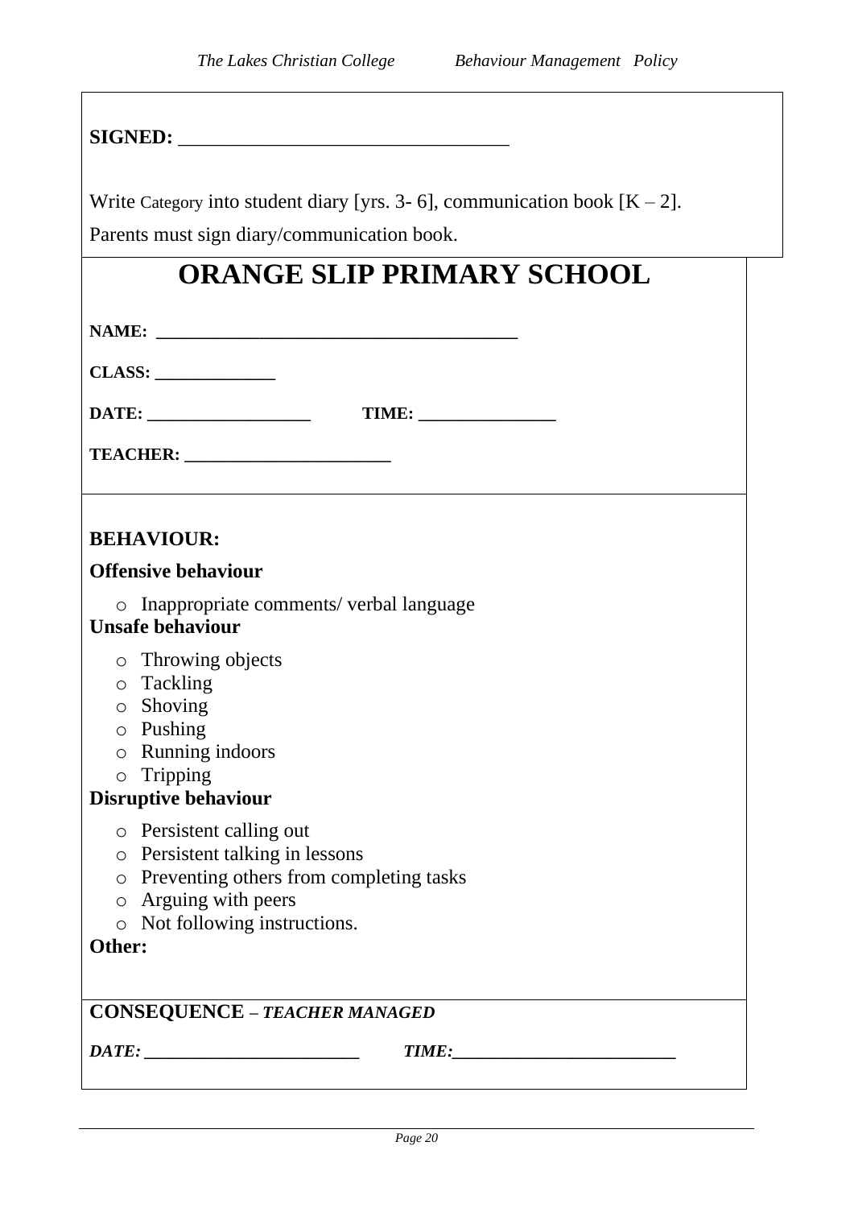**SIGNED:** ________________________________

Write Category into student diary [yrs. 3- 6], communication book [K – 2].

Parents must sign diary/communication book.

# ORANGE SLIP PRIMARY SCHOOL

**NAME:** ______________________________________

**CLASS:** _____________

**DATE:** __________________ **TIME:** _______________

**TEACHER:** ______________________

**BEHAVIOUR:**

**Offensive behaviour**

- Inappropriate comments/ verbal language

**Unsafe behaviour**

- Throwing objects
- Tackling
- Shoving
- Pushing
- Running indoors
- Tripping

**Disruptive behaviour**

- Persistent calling out
- Persistent talking in lessons
- Preventing others from completing tasks
- Arguing with peers
- Not following instructions.

**Other:**

**CONSEQUENCE – *TEACHER MANAGED***

***DATE:*** _______________________ ***TIME:***________________________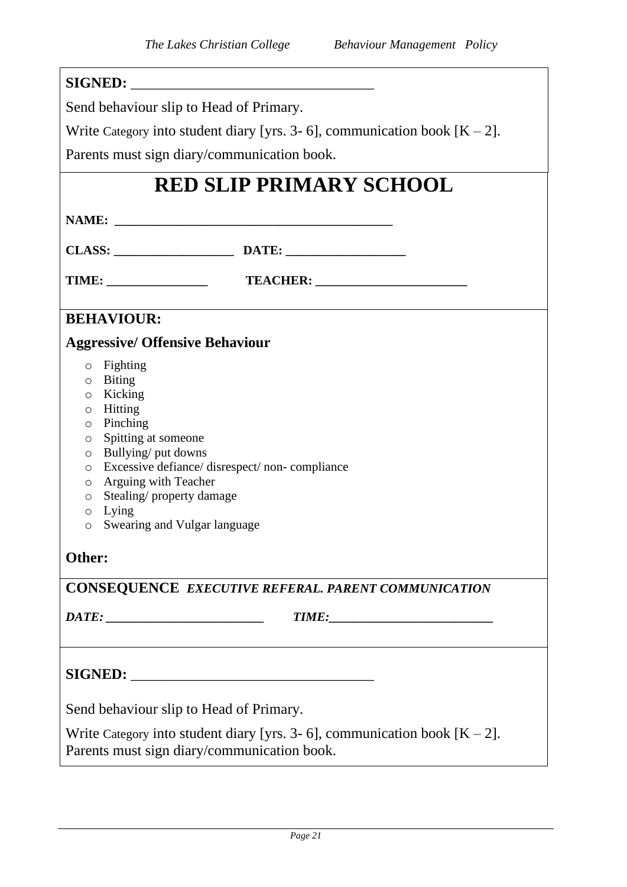**SIGNED:** ________________________________

Send behaviour slip to Head of Primary.

Write Category into student diary [yrs. 3- 6], communication book [K – 2].

Parents must sign diary/communication book.

# RED SLIP PRIMARY SCHOOL

**NAME: ________________________________________**

**CLASS: __________________ DATE: __________________**

**TIME: _______________ TEACHER: ______________________**

**BEHAVIOUR:**

**Aggressive/ Offensive Behaviour**

- Fighting
- Biting
- Kicking
- Hitting
- Pinching
- Spitting at someone
- Bullying/ put downs
- Excessive defiance/ disrespect/ non- compliance
- Arguing with Teacher
- Stealing/ property damage
- Lying
- Swearing and Vulgar language

**Other:**

**CONSEQUENCE** ***EXECUTIVE REFERAL. PARENT COMMUNICATION***

***DATE: ______________________ TIME:_______________________***

**SIGNED:** ________________________________

Send behaviour slip to Head of Primary.

Write Category into student diary [yrs. 3- 6], communication book [K – 2].
Parents must sign diary/communication book.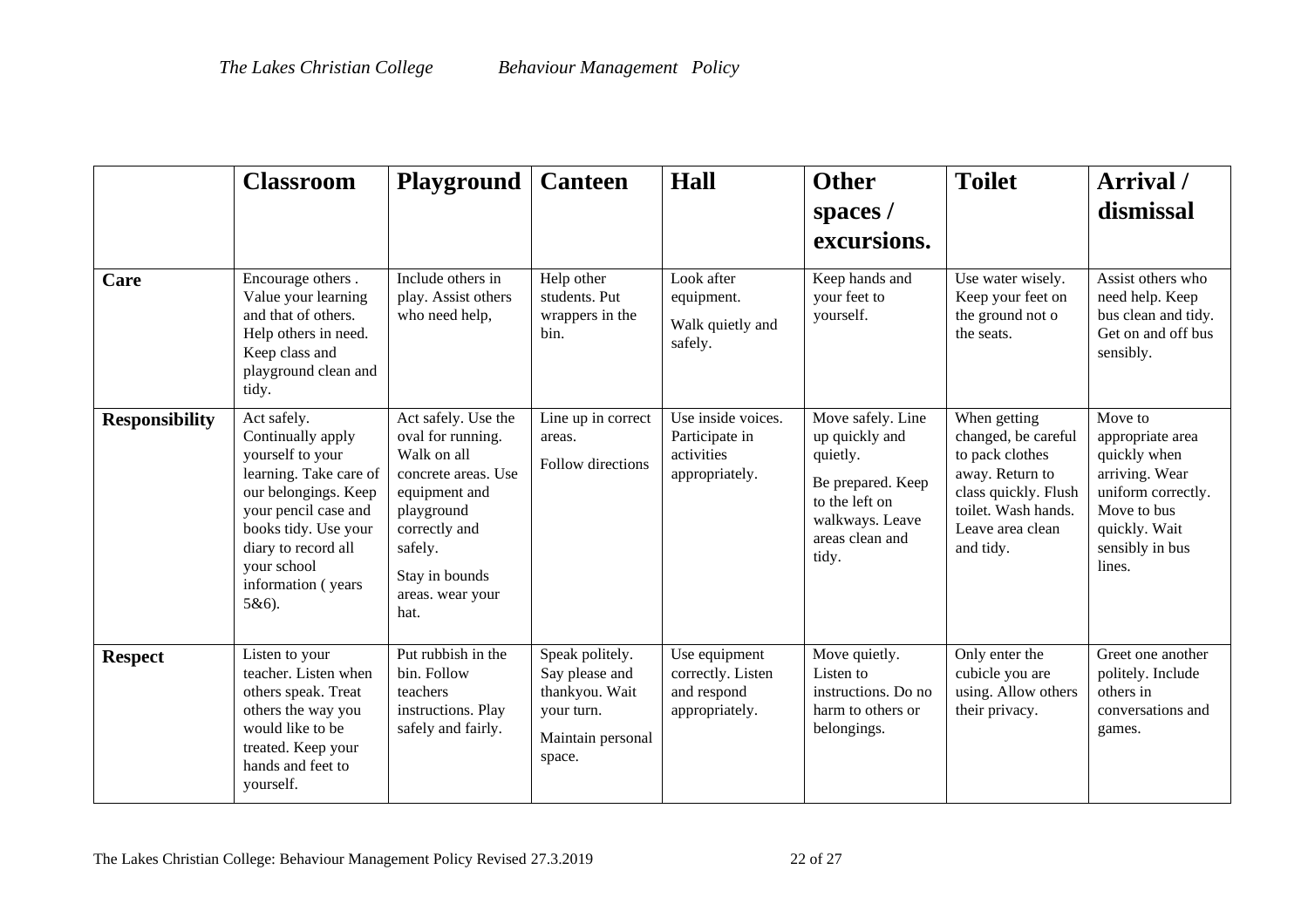| | **Classroom** | **Playground** | **Canteen** | **Hall** | **Other spaces / excursions.** | **Toilet** | **Arrival / dismissal** |
|---|---|---|---|---|---|---|---|
| **Care** | Encourage others . Value your learning and that of others. Help others in need. Keep class and playground clean and tidy. | Include others in play. Assist others who need help, | Help other students. Put wrappers in the bin. | Look after equipment. Walk quietly and safely. | Keep hands and your feet to yourself. | Use water wisely. Keep your feet on the ground not o the seats. | Assist others who need help. Keep bus clean and tidy. Get on and off bus sensibly. |
| **Responsibility** | Act safely. Continually apply yourself to your learning. Take care of our belongings. Keep your pencil case and books tidy. Use your diary to record all your school information ( years 5&6). | Act safely. Use the oval for running. Walk on all concrete areas. Use equipment and playground correctly and safely. Stay in bounds areas. wear your hat. | Line up in correct areas. Follow directions | Use inside voices. Participate in activities appropriately. | Move safely. Line up quickly and quietly. Be prepared. Keep to the left on walkways. Leave areas clean and tidy. | When getting changed, be careful to pack clothes away. Return to class quickly. Flush toilet. Wash hands. Leave area clean and tidy. | Move to appropriate area quickly when arriving. Wear uniform correctly. Move to bus quickly. Wait sensibly in bus lines. |
| **Respect** | Listen to your teacher. Listen when others speak. Treat others the way you would like to be treated. Keep your hands and feet to yourself. | Put rubbish in the bin. Follow teachers instructions. Play safely and fairly. | Speak politely. Say please and thankyou. Wait your turn. Maintain personal space. | Use equipment correctly. Listen and respond appropriately. | Move quietly. Listen to instructions. Do no harm to others or belongings. | Only enter the cubicle you are using. Allow others their privacy. | Greet one another politely. Include others in conversations and games. |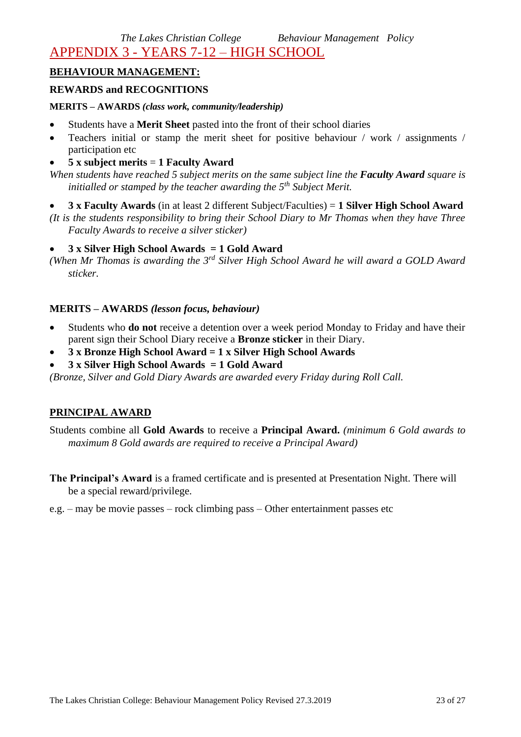# APPENDIX 3 - YEARS 7-12 – HIGH SCHOOL

## BEHAVIOUR MANAGEMENT:

### REWARDS and RECOGNITIONS

**MERITS – AWARDS *(class work, community/leadership)***

- Students have a **Merit Sheet** pasted into the front of their school diaries
- Teachers initial or stamp the merit sheet for positive behaviour / work / assignments / participation etc
- **5 x subject merits = 1 Faculty Award**

*When students have reached 5 subject merits on the same subject line the **Faculty Award** square is initialled or stamped by the teacher awarding the 5th Subject Merit.*

- **3 x Faculty Awards** (in at least 2 different Subject/Faculties) = **1 Silver High School Award**

*(It is the students responsibility to bring their School Diary to Mr Thomas when they have Three Faculty Awards to receive a silver sticker)*

- **3 x Silver High School Awards = 1 Gold Award**

*(When Mr Thomas is awarding the 3rd Silver High School Award he will award a GOLD Award sticker.*

**MERITS – AWARDS *(lesson focus, behaviour)***

- Students who **do not** receive a detention over a week period Monday to Friday and have their parent sign their School Diary receive a **Bronze sticker** in their Diary.
- **3 x Bronze High School Award = 1 x Silver High School Awards**
- **3 x Silver High School Awards = 1 Gold Award**

*(Bronze, Silver and Gold Diary Awards are awarded every Friday during Roll Call.*

## PRINCIPAL AWARD

Students combine all **Gold Awards** to receive a **Principal Award.** *(minimum 6 Gold awards to maximum 8 Gold awards are required to receive a Principal Award)*

**The Principal's Award** is a framed certificate and is presented at Presentation Night. There will be a special reward/privilege.

e.g. – may be movie passes – rock climbing pass – Other entertainment passes etc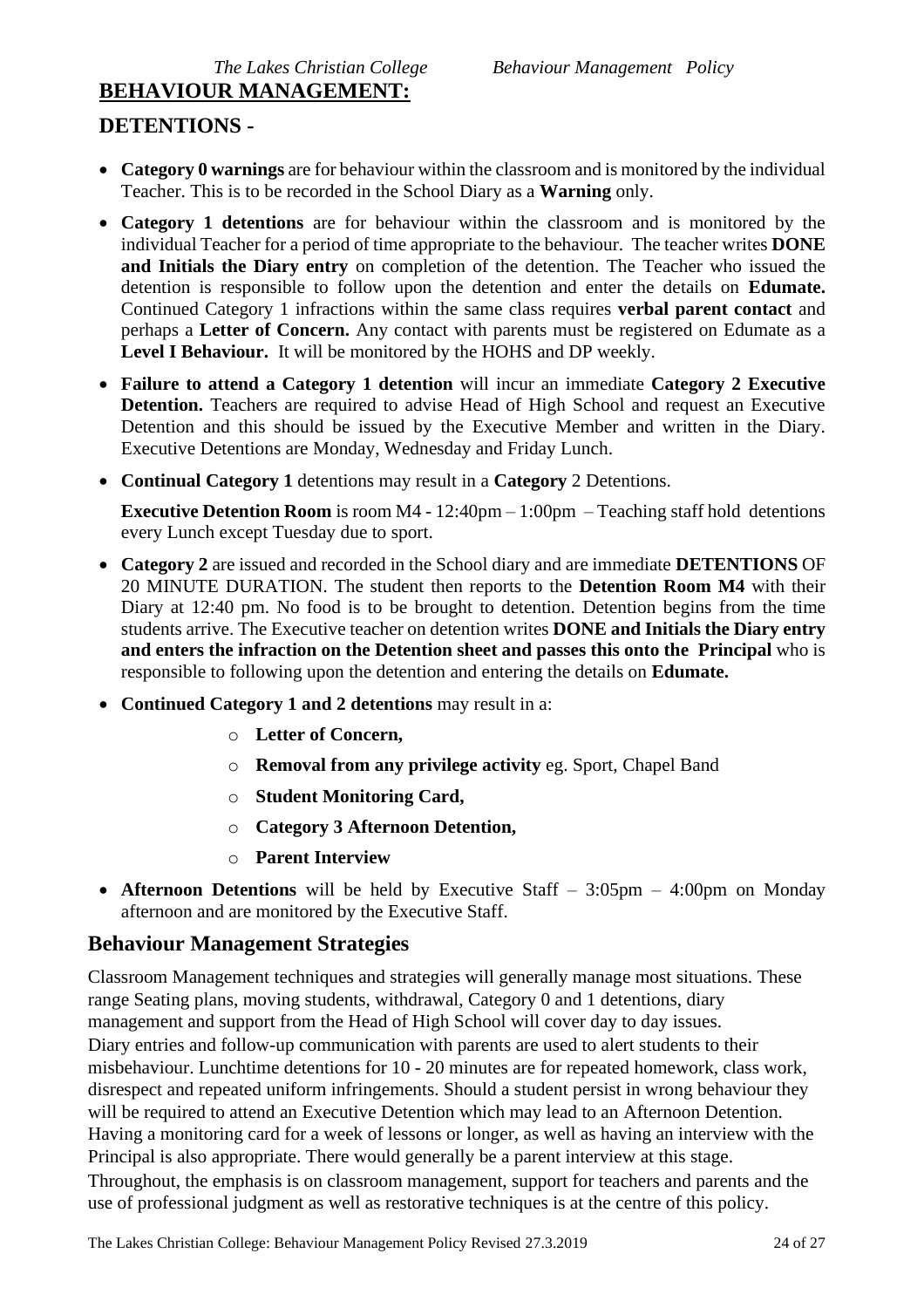## BEHAVIOUR MANAGEMENT:

## DETENTIONS -

- **Category 0 warnings** are for behaviour within the classroom and is monitored by the individual Teacher. This is to be recorded in the School Diary as a **Warning** only.
- **Category 1 detentions** are for behaviour within the classroom and is monitored by the individual Teacher for a period of time appropriate to the behaviour. The teacher writes **DONE and Initials the Diary entry** on completion of the detention. The Teacher who issued the detention is responsible to follow upon the detention and enter the details on **Edumate.** Continued Category 1 infractions within the same class requires **verbal parent contact** and perhaps a **Letter of Concern.** Any contact with parents must be registered on Edumate as a **Level I Behaviour.** It will be monitored by the HOHS and DP weekly.
- **Failure to attend a Category 1 detention** will incur an immediate **Category 2 Executive Detention.** Teachers are required to advise Head of High School and request an Executive Detention and this should be issued by the Executive Member and written in the Diary. Executive Detentions are Monday, Wednesday and Friday Lunch.
- **Continual Category 1** detentions may result in a **Category** 2 Detentions.

  **Executive Detention Room** is room M4 - 12:40pm – 1:00pm – Teaching staff hold detentions every Lunch except Tuesday due to sport.
- **Category 2** are issued and recorded in the School diary and are immediate **DETENTIONS** OF 20 MINUTE DURATION. The student then reports to the **Detention Room M4** with their Diary at 12:40 pm. No food is to be brought to detention. Detention begins from the time students arrive. The Executive teacher on detention writes **DONE and Initials the Diary entry and enters the infraction on the Detention sheet and passes this onto the Principal** who is responsible to following upon the detention and entering the details on **Edumate.**
- **Continued Category 1 and 2 detentions** may result in a:
  - **Letter of Concern,**
  - **Removal from any privilege activity** eg. Sport, Chapel Band
  - **Student Monitoring Card,**
  - **Category 3 Afternoon Detention,**
  - **Parent Interview**
- **Afternoon Detentions** will be held by Executive Staff – 3:05pm – 4:00pm on Monday afternoon and are monitored by the Executive Staff.

## Behaviour Management Strategies

Classroom Management techniques and strategies will generally manage most situations. These range Seating plans, moving students, withdrawal, Category 0 and 1 detentions, diary management and support from the Head of High School will cover day to day issues.
Diary entries and follow-up communication with parents are used to alert students to their misbehaviour. Lunchtime detentions for 10 - 20 minutes are for repeated homework, class work, disrespect and repeated uniform infringements. Should a student persist in wrong behaviour they will be required to attend an Executive Detention which may lead to an Afternoon Detention. Having a monitoring card for a week of lessons or longer, as well as having an interview with the Principal is also appropriate. There would generally be a parent interview at this stage.
Throughout, the emphasis is on classroom management, support for teachers and parents and the use of professional judgment as well as restorative techniques is at the centre of this policy.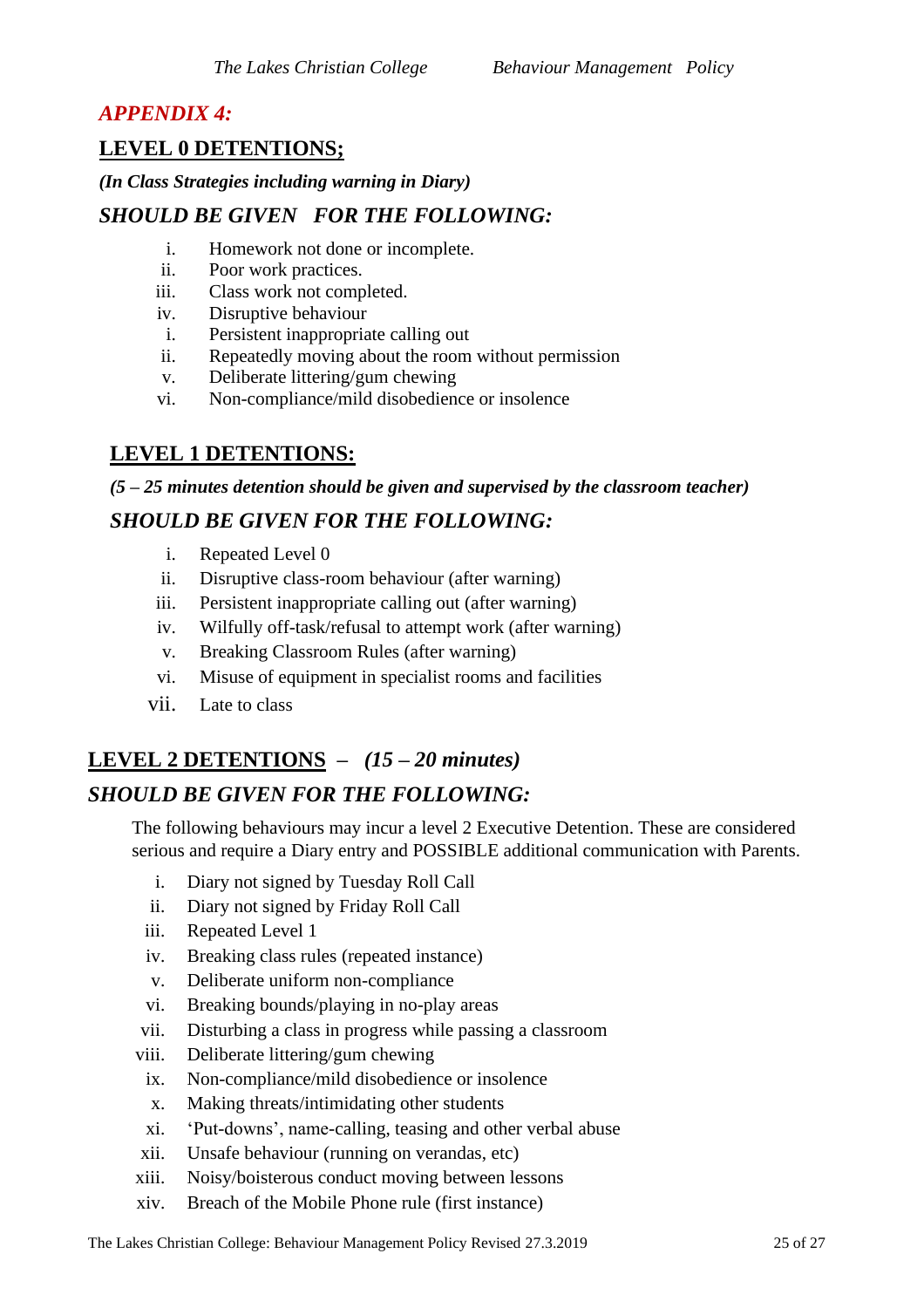## *APPENDIX 4:*

### LEVEL 0 DETENTIONS;

***(In Class Strategies including warning in Diary)***

### *SHOULD BE GIVEN FOR THE FOLLOWING:*

i. Homework not done or incomplete.  
ii. Poor work practices.  
iii. Class work not completed.  
iv. Disruptive behaviour  
   i. Persistent inappropriate calling out  
   ii. Repeatedly moving about the room without permission  
v. Deliberate littering/gum chewing  
vi. Non-compliance/mild disobedience or insolence

### LEVEL 1 DETENTIONS:

***(5 – 25 minutes detention should be given and supervised by the classroom teacher)***

### *SHOULD BE GIVEN FOR THE FOLLOWING:*

i. Repeated Level 0  
ii. Disruptive class-room behaviour (after warning)  
iii. Persistent inappropriate calling out (after warning)  
iv. Wilfully off-task/refusal to attempt work (after warning)  
v. Breaking Classroom Rules (after warning)  
vi. Misuse of equipment in specialist rooms and facilities  
vii. Late to class

### LEVEL 2 DETENTIONS – *(15 – 20 minutes)*

### *SHOULD BE GIVEN FOR THE FOLLOWING:*

The following behaviours may incur a level 2 Executive Detention. These are considered serious and require a Diary entry and POSSIBLE additional communication with Parents.

i. Diary not signed by Tuesday Roll Call  
ii. Diary not signed by Friday Roll Call  
iii. Repeated Level 1  
iv. Breaking class rules (repeated instance)  
v. Deliberate uniform non-compliance  
vi. Breaking bounds/playing in no-play areas  
vii. Disturbing a class in progress while passing a classroom  
viii. Deliberate littering/gum chewing  
ix. Non-compliance/mild disobedience or insolence  
x. Making threats/intimidating other students  
xi. 'Put-downs', name-calling, teasing and other verbal abuse  
xii. Unsafe behaviour (running on verandas, etc)  
xiii. Noisy/boisterous conduct moving between lessons  
xiv. Breach of the Mobile Phone rule (first instance)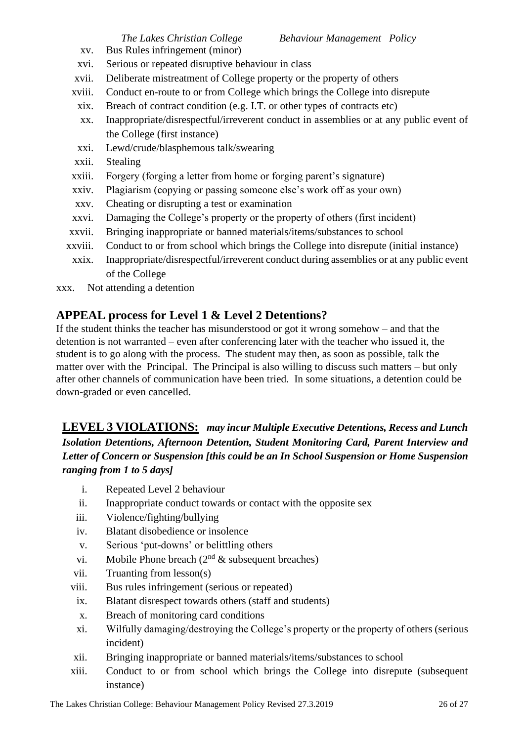xv. Bus Rules infringement (minor)
xvi. Serious or repeated disruptive behaviour in class
xvii. Deliberate mistreatment of College property or the property of others
xviii. Conduct en-route to or from College which brings the College into disrepute
xix. Breach of contract condition (e.g. I.T. or other types of contracts etc)
xx. Inappropriate/disrespectful/irreverent conduct in assemblies or at any public event of the College (first instance)
xxi. Lewd/crude/blasphemous talk/swearing
xxii. Stealing
xxiii. Forgery (forging a letter from home or forging parent's signature)
xxiv. Plagiarism (copying or passing someone else's work off as your own)
xxv. Cheating or disrupting a test or examination
xxvi. Damaging the College's property or the property of others (first incident)
xxvii. Bringing inappropriate or banned materials/items/substances to school
xxviii. Conduct to or from school which brings the College into disrepute (initial instance)
xxix. Inappropriate/disrespectful/irreverent conduct during assemblies or at any public event of the College
xxx. Not attending a detention

## APPEAL process for Level 1 & Level 2 Detentions?

If the student thinks the teacher has misunderstood or got it wrong somehow – and that the detention is not warranted – even after conferencing later with the teacher who issued it, the student is to go along with the process. The student may then, as soon as possible, talk the matter over with the Principal. The Principal is also willing to discuss such matters – but only after other channels of communication have been tried. In some situations, a detention could be down-graded or even cancelled.

## LEVEL 3 VIOLATIONS: *may incur Multiple Executive Detentions, Recess and Lunch Isolation Detentions, Afternoon Detention, Student Monitoring Card, Parent Interview and Letter of Concern or Suspension [this could be an In School Suspension or Home Suspension ranging from 1 to 5 days]*

i. Repeated Level 2 behaviour
ii. Inappropriate conduct towards or contact with the opposite sex
iii. Violence/fighting/bullying
iv. Blatant disobedience or insolence
v. Serious 'put-downs' or belittling others
vi. Mobile Phone breach (2nd & subsequent breaches)
vii. Truanting from lesson(s)
viii. Bus rules infringement (serious or repeated)
ix. Blatant disrespect towards others (staff and students)
x. Breach of monitoring card conditions
xi. Wilfully damaging/destroying the College's property or the property of others (serious incident)
xii. Bringing inappropriate or banned materials/items/substances to school
xiii. Conduct to or from school which brings the College into disrepute (subsequent instance)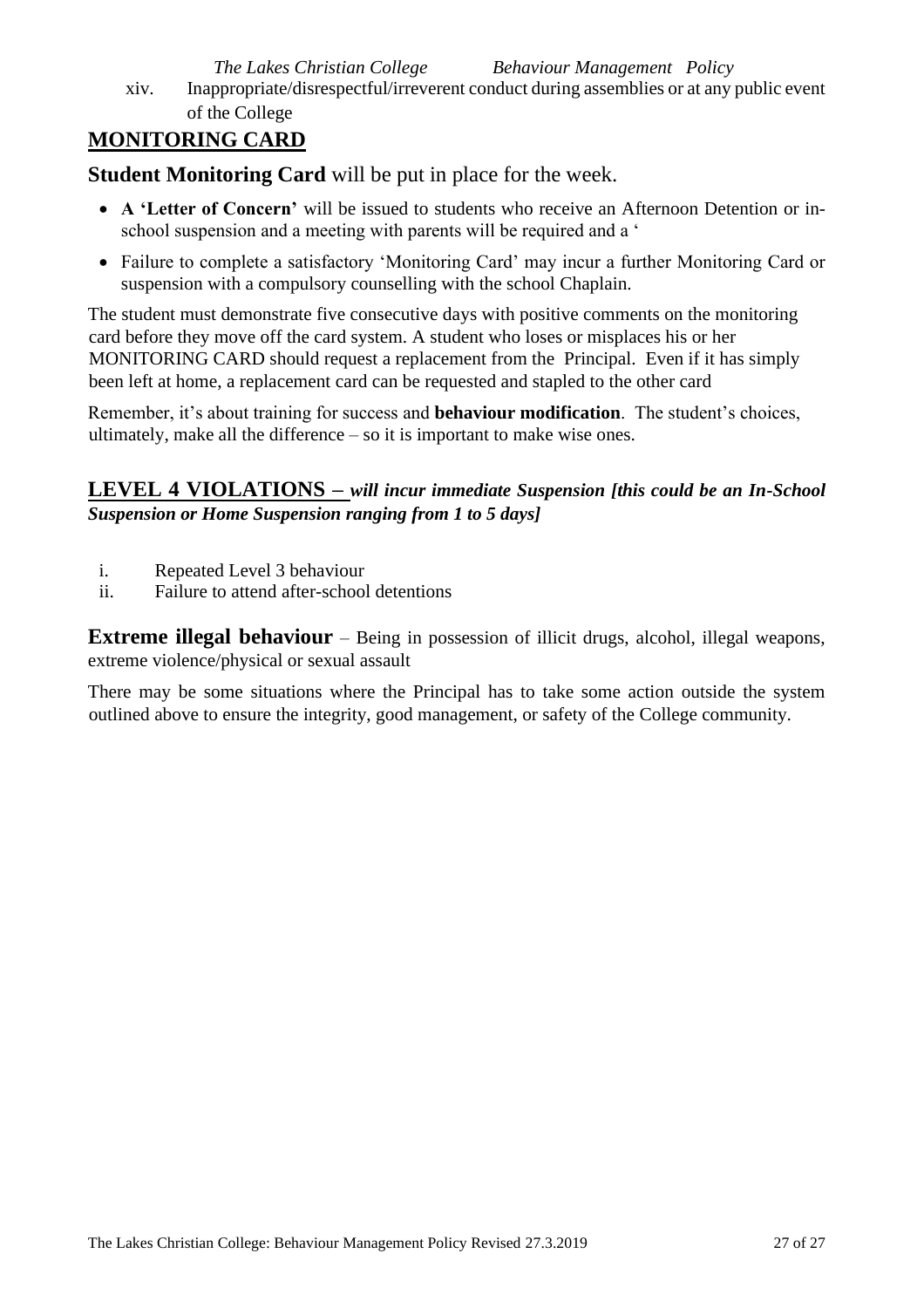xiv. Inappropriate/disrespectful/irreverent conduct during assemblies or at any public event of the College

## MONITORING CARD

**Student Monitoring Card** will be put in place for the week.

- **A 'Letter of Concern'** will be issued to students who receive an Afternoon Detention or in-school suspension and a meeting with parents will be required and a '
- Failure to complete a satisfactory 'Monitoring Card' may incur a further Monitoring Card or suspension with a compulsory counselling with the school Chaplain.

The student must demonstrate five consecutive days with positive comments on the monitoring card before they move off the card system. A student who loses or misplaces his or her MONITORING CARD should request a replacement from the Principal. Even if it has simply been left at home, a replacement card can be requested and stapled to the other card

Remember, it's about training for success and **behaviour modification**. The student's choices, ultimately, make all the difference – so it is important to make wise ones.

## LEVEL 4 VIOLATIONS – *will incur immediate Suspension [this could be an In-School Suspension or Home Suspension ranging from 1 to 5 days]*

i. Repeated Level 3 behaviour

ii. Failure to attend after-school detentions

**Extreme illegal behaviour** – Being in possession of illicit drugs, alcohol, illegal weapons, extreme violence/physical or sexual assault

There may be some situations where the Principal has to take some action outside the system outlined above to ensure the integrity, good management, or safety of the College community.